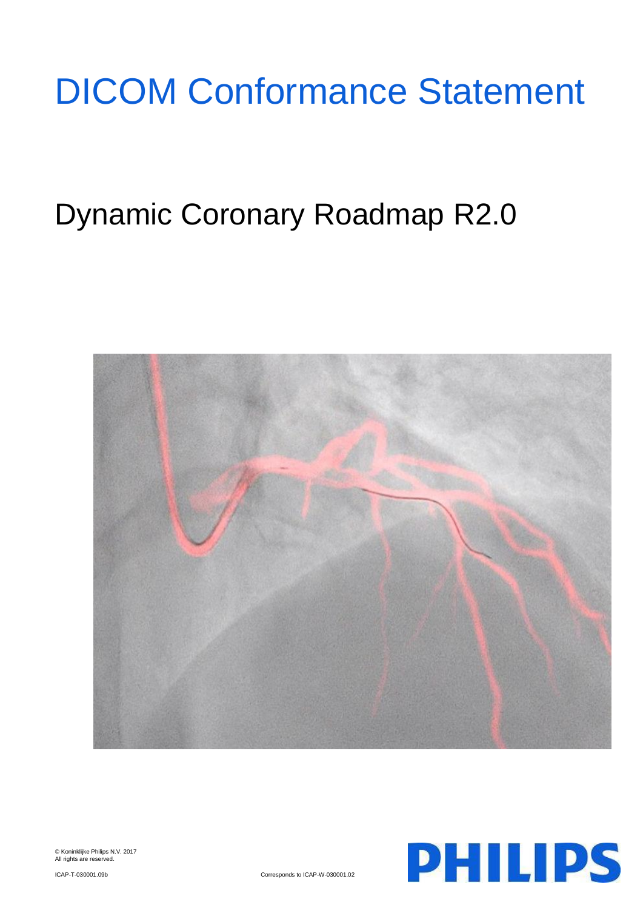# DICOM Conformance Statement

## Dynamic Coronary Roadmap R2.0

© Koninklijke Philips N.V. 2017
All rights are reserved.

ICAP-T-030001.09b

Corresponds to ICAP-W-030001.02

PHILIPS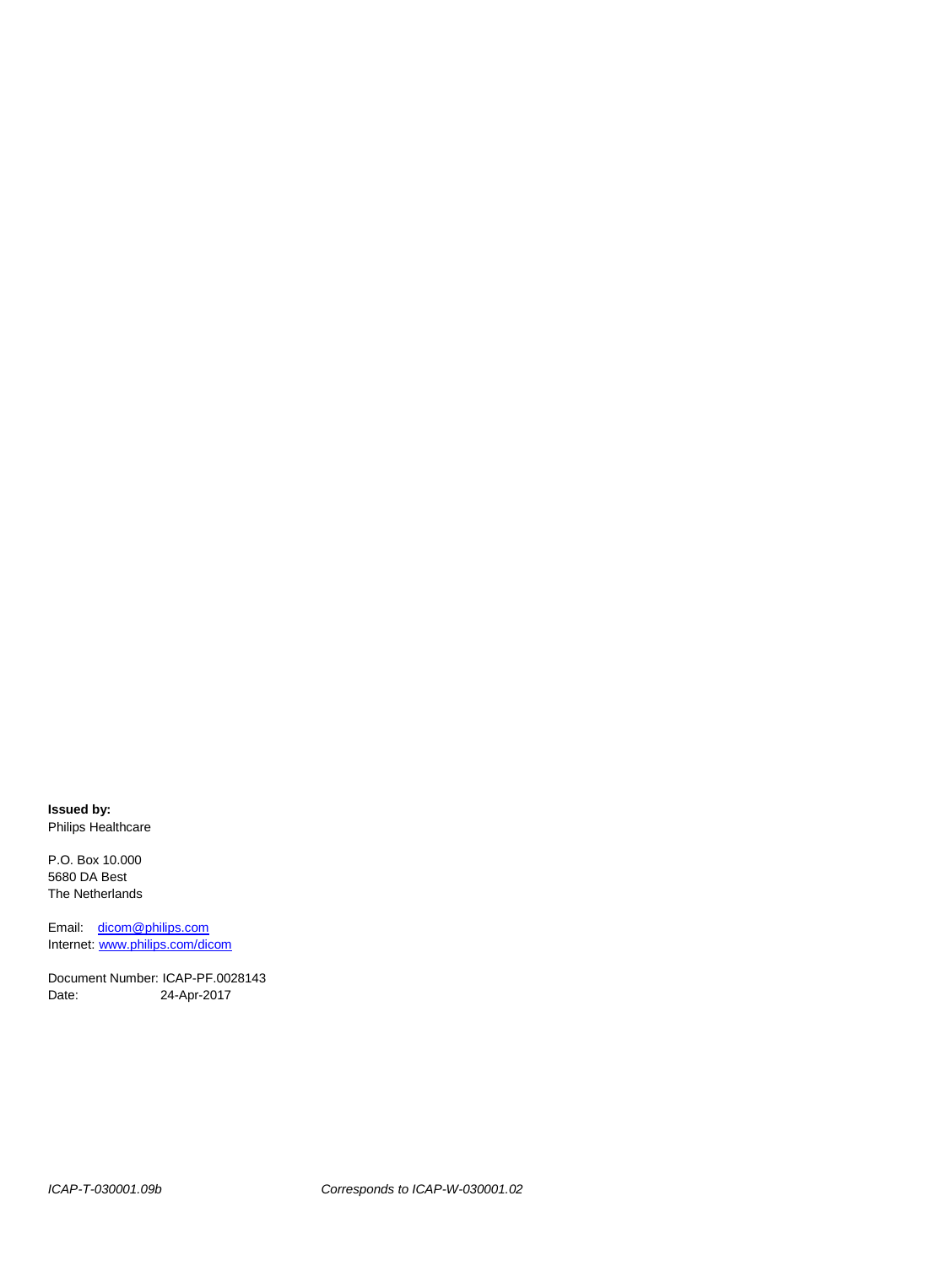**Issued by:**
Philips Healthcare

P.O. Box 10.000
5680 DA Best
The Netherlands

Email: dicom@philips.com
Internet: www.philips.com/dicom

Document Number: ICAP-PF.0028143
Date: 24-Apr-2017

*ICAP-T-030001.09b* *Corresponds to ICAP-W-030001.02*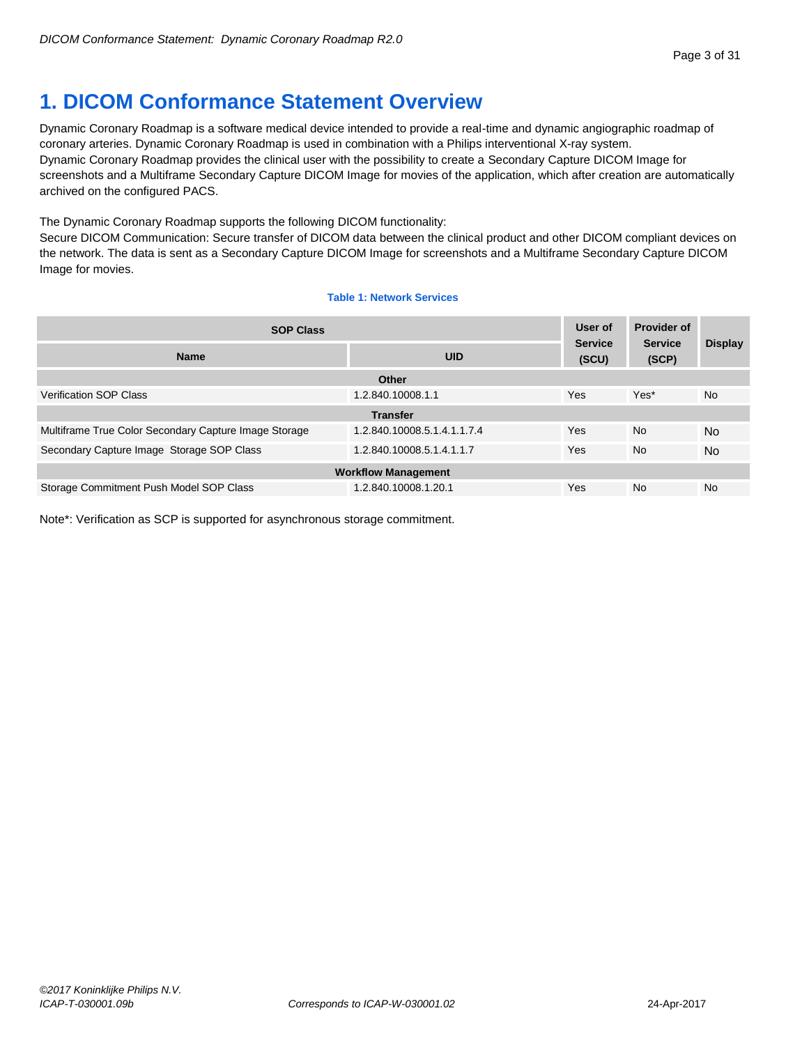# 1. DICOM Conformance Statement Overview

Dynamic Coronary Roadmap is a software medical device intended to provide a real-time and dynamic angiographic roadmap of coronary arteries. Dynamic Coronary Roadmap is used in combination with a Philips interventional X-ray system.
Dynamic Coronary Roadmap provides the clinical user with the possibility to create a Secondary Capture DICOM Image for screenshots and a Multiframe Secondary Capture DICOM Image for movies of the application, which after creation are automatically archived on the configured PACS.

The Dynamic Coronary Roadmap supports the following DICOM functionality:
Secure DICOM Communication: Secure transfer of DICOM data between the clinical product and other DICOM compliant devices on the network. The data is sent as a Secondary Capture DICOM Image for screenshots and a Multiframe Secondary Capture DICOM Image for movies.

**Table 1: Network Services**

| SOP Class | | User of Service (SCU) | Provider of Service (SCP) | Display |
|---|---|---|---|---|
| **Name** | **UID** | | | |
| **Other** | | | | |
| Verification SOP Class | 1.2.840.10008.1.1 | Yes | Yes* | No |
| **Transfer** | | | | |
| Multiframe True Color Secondary Capture Image Storage | 1.2.840.10008.5.1.4.1.1.7.4 | Yes | No | No |
| Secondary Capture Image Storage SOP Class | 1.2.840.10008.5.1.4.1.1.7 | Yes | No | No |
| **Workflow Management** | | | | |
| Storage Commitment Push Model SOP Class | 1.2.840.10008.1.20.1 | Yes | No | No |

Note*: Verification as SCP is supported for asynchronous storage commitment.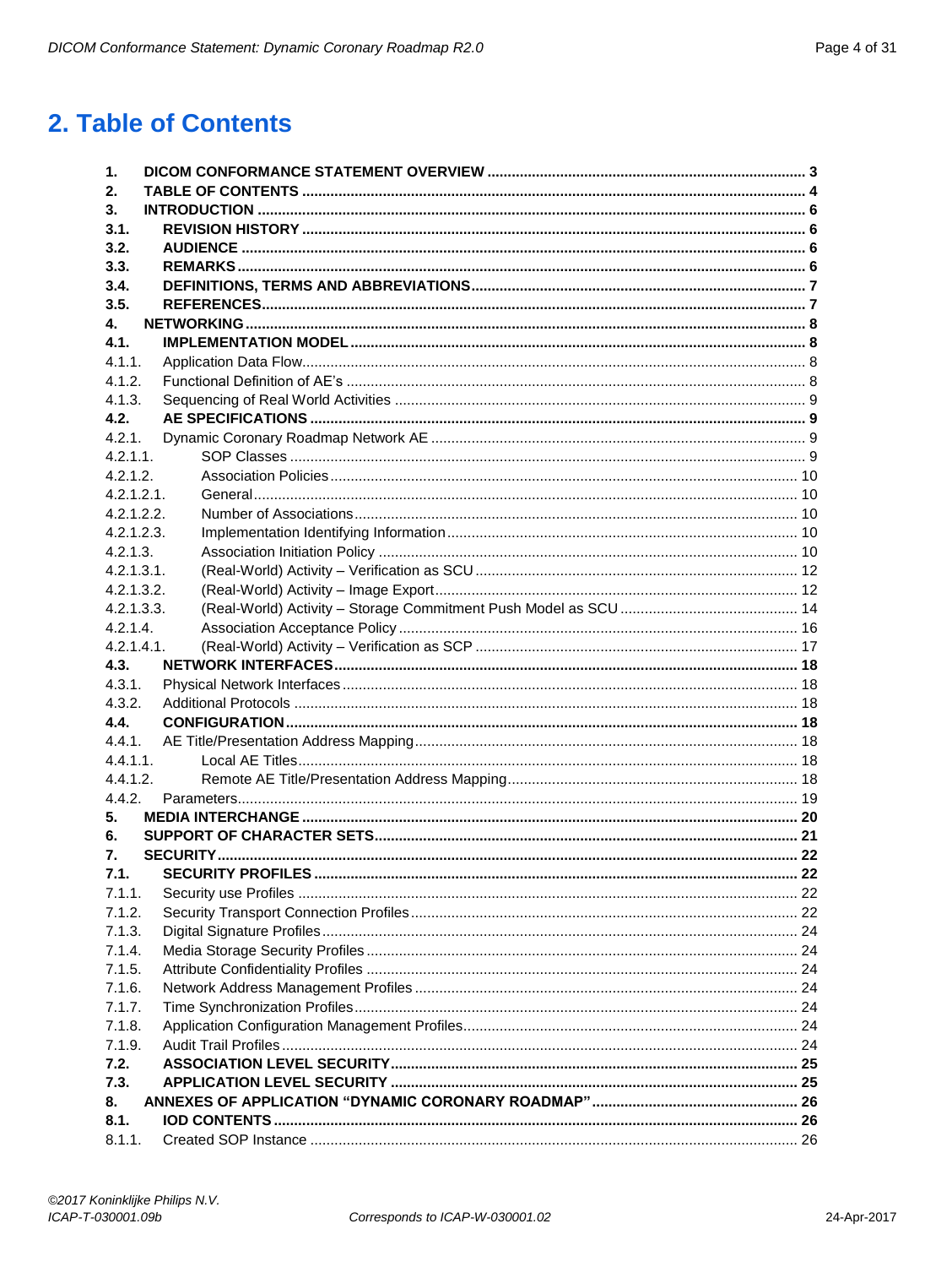# 2. Table of Contents

| | | |
|---|---|---|
| **1.** | **DICOM CONFORMANCE STATEMENT OVERVIEW** | **3** |
| **2.** | **TABLE OF CONTENTS** | **4** |
| **3.** | **INTRODUCTION** | **6** |
| **3.1.** | **REVISION HISTORY** | **6** |
| **3.2.** | **AUDIENCE** | **6** |
| **3.3.** | **REMARKS** | **6** |
| **3.4.** | **DEFINITIONS, TERMS AND ABBREVIATIONS** | **7** |
| **3.5.** | **REFERENCES** | **7** |
| **4.** | **NETWORKING** | **8** |
| **4.1.** | **IMPLEMENTATION MODEL** | **8** |
| 4.1.1. | Application Data Flow | 8 |
| 4.1.2. | Functional Definition of AE's | 8 |
| 4.1.3. | Sequencing of Real World Activities | 9 |
| **4.2.** | **AE SPECIFICATIONS** | **9** |
| 4.2.1. | Dynamic Coronary Roadmap Network AE | 9 |
| 4.2.1.1. | SOP Classes | 9 |
| 4.2.1.2. | Association Policies | 10 |
| 4.2.1.2.1. | General | 10 |
| 4.2.1.2.2. | Number of Associations | 10 |
| 4.2.1.2.3. | Implementation Identifying Information | 10 |
| 4.2.1.3. | Association Initiation Policy | 10 |
| 4.2.1.3.1. | (Real-World) Activity – Verification as SCU | 12 |
| 4.2.1.3.2. | (Real-World) Activity – Image Export | 12 |
| 4.2.1.3.3. | (Real-World) Activity – Storage Commitment Push Model as SCU | 14 |
| 4.2.1.4. | Association Acceptance Policy | 16 |
| 4.2.1.4.1. | (Real-World) Activity – Verification as SCP | 17 |
| **4.3.** | **NETWORK INTERFACES** | **18** |
| 4.3.1. | Physical Network Interfaces | 18 |
| 4.3.2. | Additional Protocols | 18 |
| **4.4.** | **CONFIGURATION** | **18** |
| 4.4.1. | AE Title/Presentation Address Mapping | 18 |
| 4.4.1.1. | Local AE Titles | 18 |
| 4.4.1.2. | Remote AE Title/Presentation Address Mapping | 18 |
| 4.4.2. | Parameters | 19 |
| **5.** | **MEDIA INTERCHANGE** | **20** |
| **6.** | **SUPPORT OF CHARACTER SETS** | **21** |
| **7.** | **SECURITY** | **22** |
| **7.1.** | **SECURITY PROFILES** | **22** |
| 7.1.1. | Security use Profiles | 22 |
| 7.1.2. | Security Transport Connection Profiles | 22 |
| 7.1.3. | Digital Signature Profiles | 24 |
| 7.1.4. | Media Storage Security Profiles | 24 |
| 7.1.5. | Attribute Confidentiality Profiles | 24 |
| 7.1.6. | Network Address Management Profiles | 24 |
| 7.1.7. | Time Synchronization Profiles | 24 |
| 7.1.8. | Application Configuration Management Profiles | 24 |
| 7.1.9. | Audit Trail Profiles | 24 |
| **7.2.** | **ASSOCIATION LEVEL SECURITY** | **25** |
| **7.3.** | **APPLICATION LEVEL SECURITY** | **25** |
| **8.** | **ANNEXES OF APPLICATION "DYNAMIC CORONARY ROADMAP"** | **26** |
| **8.1.** | **IOD CONTENTS** | **26** |
| 8.1.1. | Created SOP Instance | 26 |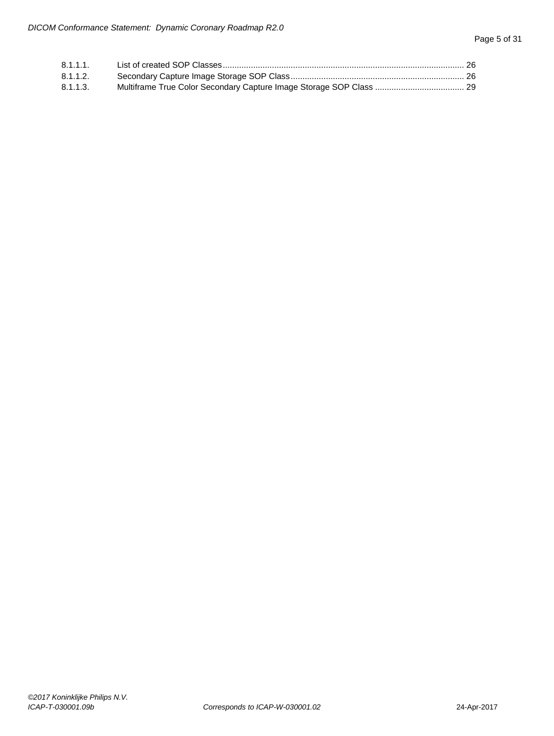8.1.1.1. List of created SOP Classes ..................................................................................................... 26
8.1.1.2. Secondary Capture Image Storage SOP Class ......................................................................... 26
8.1.1.3. Multiframe True Color Secondary Capture Image Storage SOP Class ...................................... 29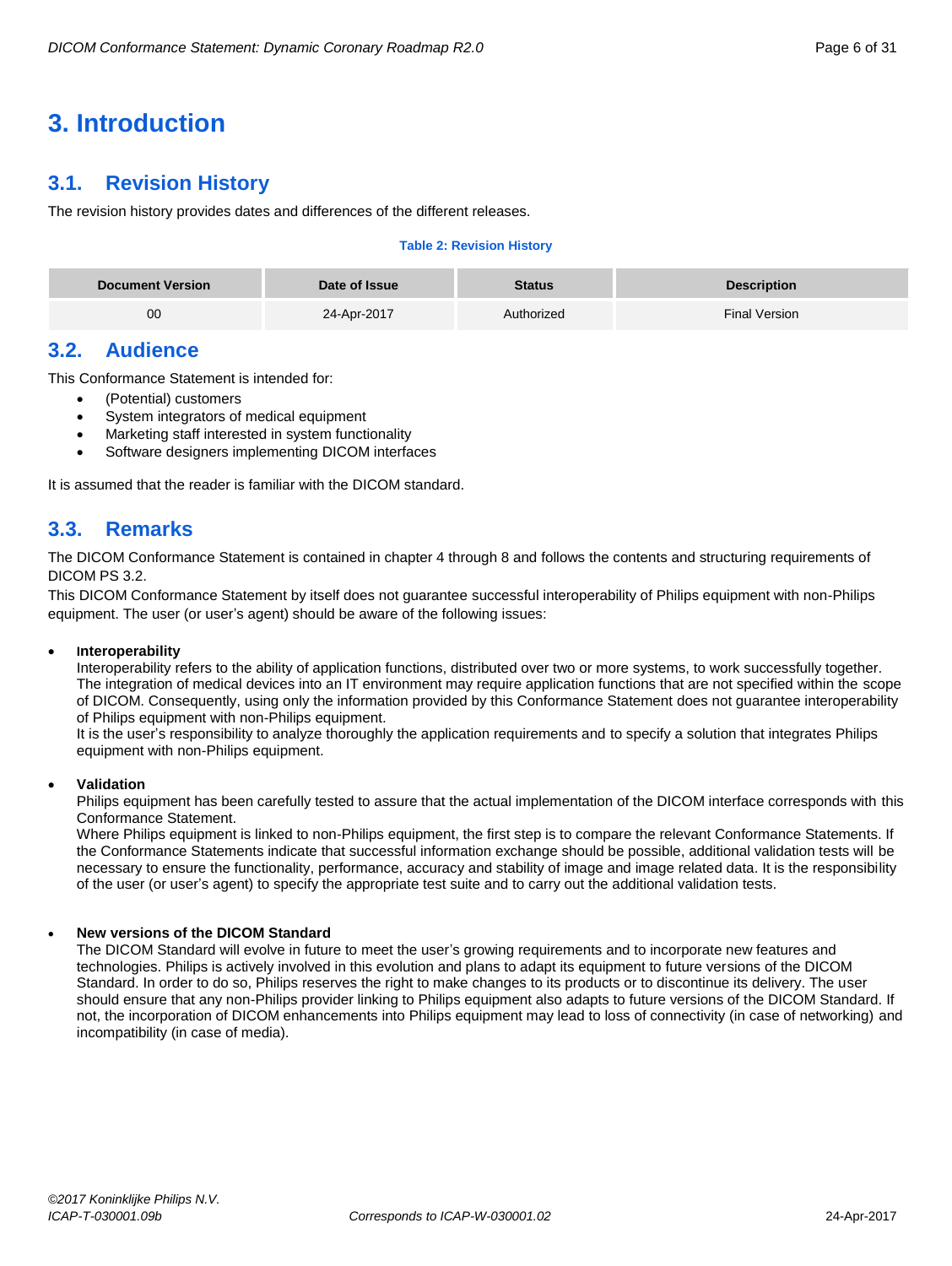# 3. Introduction

## 3.1. Revision History

The revision history provides dates and differences of the different releases.

**Table 2: Revision History**

| Document Version | Date of Issue | Status | Description |
|---|---|---|---|
| 00 | 24-Apr-2017 | Authorized | Final Version |

## 3.2. Audience

This Conformance Statement is intended for:

- (Potential) customers
- System integrators of medical equipment
- Marketing staff interested in system functionality
- Software designers implementing DICOM interfaces

It is assumed that the reader is familiar with the DICOM standard.

## 3.3. Remarks

The DICOM Conformance Statement is contained in chapter 4 through 8 and follows the contents and structuring requirements of DICOM PS 3.2.

This DICOM Conformance Statement by itself does not guarantee successful interoperability of Philips equipment with non-Philips equipment. The user (or user's agent) should be aware of the following issues:

- **Interoperability**
  Interoperability refers to the ability of application functions, distributed over two or more systems, to work successfully together. The integration of medical devices into an IT environment may require application functions that are not specified within the scope of DICOM. Consequently, using only the information provided by this Conformance Statement does not guarantee interoperability of Philips equipment with non-Philips equipment.
  It is the user's responsibility to analyze thoroughly the application requirements and to specify a solution that integrates Philips equipment with non-Philips equipment.

- **Validation**
  Philips equipment has been carefully tested to assure that the actual implementation of the DICOM interface corresponds with this Conformance Statement.
  Where Philips equipment is linked to non-Philips equipment, the first step is to compare the relevant Conformance Statements. If the Conformance Statements indicate that successful information exchange should be possible, additional validation tests will be necessary to ensure the functionality, performance, accuracy and stability of image and image related data. It is the responsibility of the user (or user's agent) to specify the appropriate test suite and to carry out the additional validation tests.

- **New versions of the DICOM Standard**
  The DICOM Standard will evolve in future to meet the user's growing requirements and to incorporate new features and technologies. Philips is actively involved in this evolution and plans to adapt its equipment to future versions of the DICOM Standard. In order to do so, Philips reserves the right to make changes to its products or to discontinue its delivery. The user should ensure that any non-Philips provider linking to Philips equipment also adapts to future versions of the DICOM Standard. If not, the incorporation of DICOM enhancements into Philips equipment may lead to loss of connectivity (in case of networking) and incompatibility (in case of media).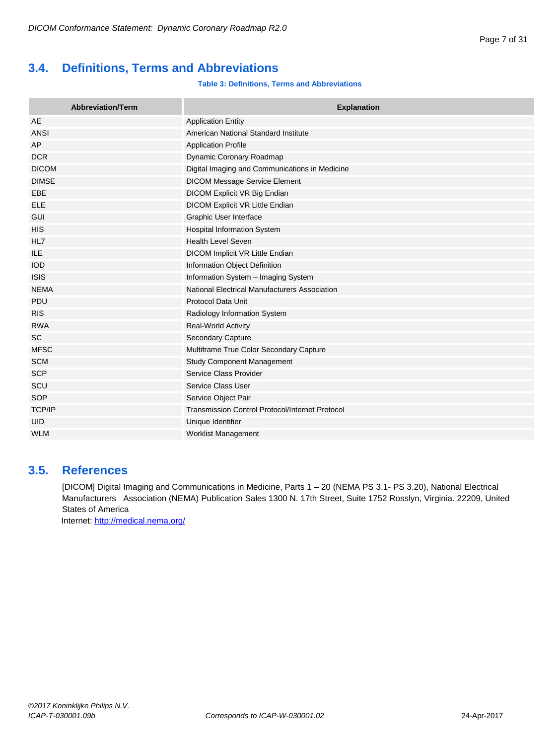## 3.4. Definitions, Terms and Abbreviations

**Table 3: Definitions, Terms and Abbreviations**

| Abbreviation/Term | Explanation |
|---|---|
| AE | Application Entity |
| ANSI | American National Standard Institute |
| AP | Application Profile |
| DCR | Dynamic Coronary Roadmap |
| DICOM | Digital Imaging and Communications in Medicine |
| DIMSE | DICOM Message Service Element |
| EBE | DICOM Explicit VR Big Endian |
| ELE | DICOM Explicit VR Little Endian |
| GUI | Graphic User Interface |
| HIS | Hospital Information System |
| HL7 | Health Level Seven |
| ILE | DICOM Implicit VR Little Endian |
| IOD | Information Object Definition |
| ISIS | Information System – Imaging System |
| NEMA | National Electrical Manufacturers Association |
| PDU | Protocol Data Unit |
| RIS | Radiology Information System |
| RWA | Real-World Activity |
| SC | Secondary Capture |
| MFSC | Multiframe True Color Secondary Capture |
| SCM | Study Component Management |
| SCP | Service Class Provider |
| SCU | Service Class User |
| SOP | Service Object Pair |
| TCP/IP | Transmission Control Protocol/Internet Protocol |
| UID | Unique Identifier |
| WLM | Worklist Management |

## 3.5. References

[DICOM] Digital Imaging and Communications in Medicine, Parts 1 – 20 (NEMA PS 3.1- PS 3.20), National Electrical Manufacturers Association (NEMA) Publication Sales 1300 N. 17th Street, Suite 1752 Rosslyn, Virginia. 22209, United States of America

Internet: http://medical.nema.org/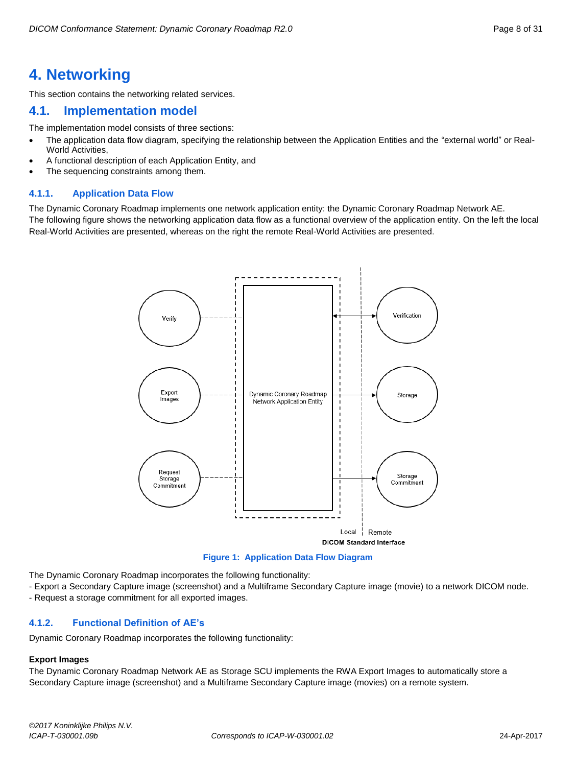# 4. Networking

This section contains the networking related services.

## 4.1. Implementation model

The implementation model consists of three sections:

- The application data flow diagram, specifying the relationship between the Application Entities and the "external world" or Real-World Activities,
- A functional description of each Application Entity, and
- The sequencing constraints among them.

### 4.1.1. Application Data Flow

The Dynamic Coronary Roadmap implements one network application entity: the Dynamic Coronary Roadmap Network AE.
The following figure shows the networking application data flow as a functional overview of the application entity. On the left the local Real-World Activities are presented, whereas on the right the remote Real-World Activities are presented.

Verify — Export Images — Request Storage Commitment — Dynamic Coronary Roadmap Network Application Entity — Verification — Storage — Storage Commitment — Local | Remote — DICOM Standard Interface

**Figure 1: Application Data Flow Diagram**

The Dynamic Coronary Roadmap incorporates the following functionality:
- Export a Secondary Capture image (screenshot) and a Multiframe Secondary Capture image (movie) to a network DICOM node.
- Request a storage commitment for all exported images.

### 4.1.2. Functional Definition of AE's

Dynamic Coronary Roadmap incorporates the following functionality:

**Export Images**
The Dynamic Coronary Roadmap Network AE as Storage SCU implements the RWA Export Images to automatically store a Secondary Capture image (screenshot) and a Multiframe Secondary Capture image (movies) on a remote system.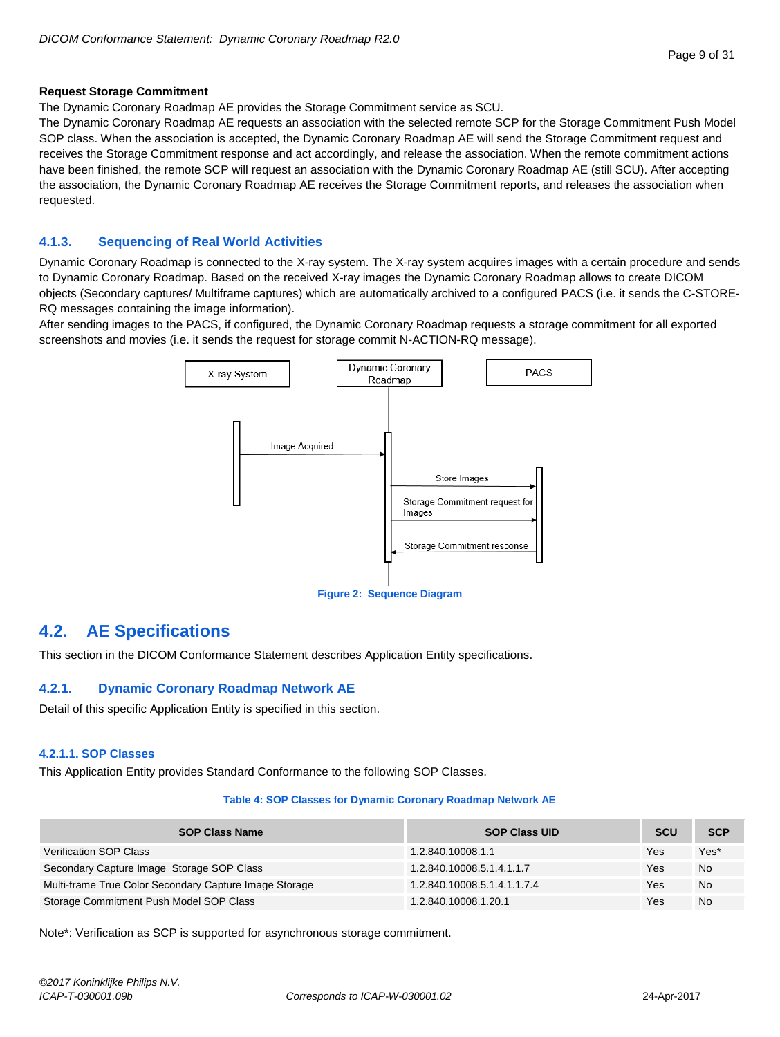**Request Storage Commitment**

The Dynamic Coronary Roadmap AE provides the Storage Commitment service as SCU.

The Dynamic Coronary Roadmap AE requests an association with the selected remote SCP for the Storage Commitment Push Model SOP class. When the association is accepted, the Dynamic Coronary Roadmap AE will send the Storage Commitment request and receives the Storage Commitment response and act accordingly, and release the association. When the remote commitment actions have been finished, the remote SCP will request an association with the Dynamic Coronary Roadmap AE (still SCU). After accepting the association, the Dynamic Coronary Roadmap AE receives the Storage Commitment reports, and releases the association when requested.

### 4.1.3. Sequencing of Real World Activities

Dynamic Coronary Roadmap is connected to the X-ray system. The X-ray system acquires images with a certain procedure and sends to Dynamic Coronary Roadmap. Based on the received X-ray images the Dynamic Coronary Roadmap allows to create DICOM objects (Secondary captures/ Multiframe captures) which are automatically archived to a configured PACS (i.e. it sends the C-STORE-RQ messages containing the image information).

After sending images to the PACS, if configured, the Dynamic Coronary Roadmap requests a storage commitment for all exported screenshots and movies (i.e. it sends the request for storage commit N-ACTION-RQ message).

X-ray System | Dynamic Coronary Roadmap | PACS

Image Acquired

Store Images

Storage Commitment request for Images

Storage Commitment response

Figure 2: Sequence Diagram

## 4.2. AE Specifications

This section in the DICOM Conformance Statement describes Application Entity specifications.

### 4.2.1. Dynamic Coronary Roadmap Network AE

Detail of this specific Application Entity is specified in this section.

#### 4.2.1.1. SOP Classes

This Application Entity provides Standard Conformance to the following SOP Classes.

Table 4: SOP Classes for Dynamic Coronary Roadmap Network AE

| SOP Class Name | SOP Class UID | SCU | SCP |
|---|---|---|---|
| Verification SOP Class | 1.2.840.10008.1.1 | Yes | Yes* |
| Secondary Capture Image Storage SOP Class | 1.2.840.10008.5.1.4.1.1.7 | Yes | No |
| Multi-frame True Color Secondary Capture Image Storage | 1.2.840.10008.5.1.4.1.1.7.4 | Yes | No |
| Storage Commitment Push Model SOP Class | 1.2.840.10008.1.20.1 | Yes | No |

Note*: Verification as SCP is supported for asynchronous storage commitment.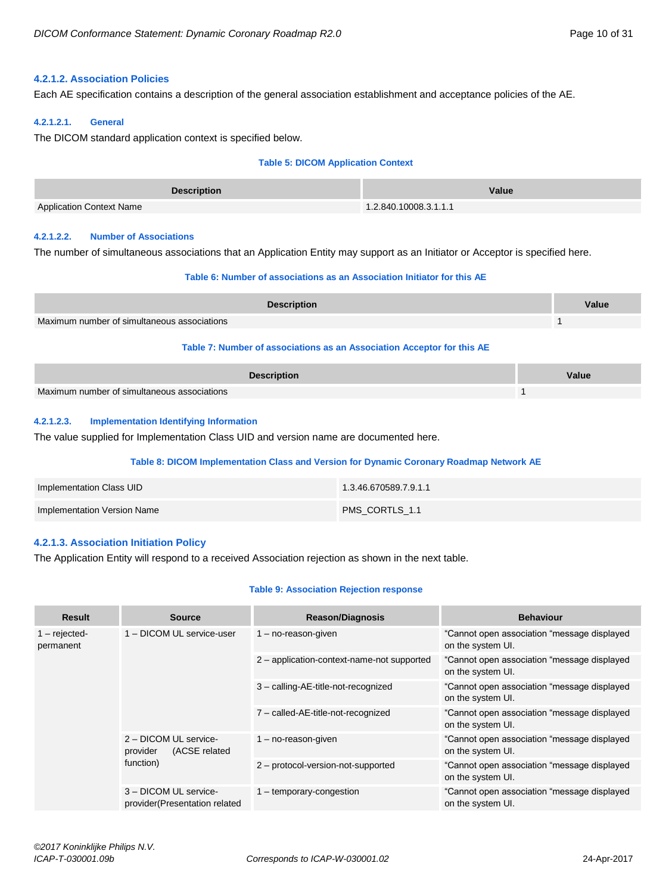#### 4.2.1.2. Association Policies

Each AE specification contains a description of the general association establishment and acceptance policies of the AE.

##### 4.2.1.2.1. General

The DICOM standard application context is specified below.

**Table 5: DICOM Application Context**

| Description | Value |
|---|---|
| Application Context Name | 1.2.840.10008.3.1.1.1 |

##### 4.2.1.2.2. Number of Associations

The number of simultaneous associations that an Application Entity may support as an Initiator or Acceptor is specified here.

**Table 6: Number of associations as an Association Initiator for this AE**

| Description | Value |
|---|---|
| Maximum number of simultaneous associations | 1 |

**Table 7: Number of associations as an Association Acceptor for this AE**

| Description | Value |
|---|---|
| Maximum number of simultaneous associations | 1 |

##### 4.2.1.2.3. Implementation Identifying Information

The value supplied for Implementation Class UID and version name are documented here.

**Table 8: DICOM Implementation Class and Version for Dynamic Coronary Roadmap Network AE**

| | |
|---|---|
| Implementation Class UID | 1.3.46.670589.7.9.1.1 |
| Implementation Version Name | PMS_CORTLS_1.1 |

#### 4.2.1.3. Association Initiation Policy

The Application Entity will respond to a received Association rejection as shown in the next table.

**Table 9: Association Rejection response**

| Result | Source | Reason/Diagnosis | Behaviour |
|---|---|---|---|
| 1 – rejected-permanent | 1 – DICOM UL service-user | 1 – no-reason-given | "Cannot open association "message displayed on the system UI. |
| | | 2 – application-context-name-not supported | "Cannot open association "message displayed on the system UI. |
| | | 3 – calling-AE-title-not-recognized | "Cannot open association "message displayed on the system UI. |
| | | 7 – called-AE-title-not-recognized | "Cannot open association "message displayed on the system UI. |
| | 2 – DICOM UL service-provider (ACSE related function) | 1 – no-reason-given | "Cannot open association "message displayed on the system UI. |
| | | 2 – protocol-version-not-supported | "Cannot open association "message displayed on the system UI. |
| | 3 – DICOM UL service-provider(Presentation related | 1 – temporary-congestion | "Cannot open association "message displayed on the system UI. |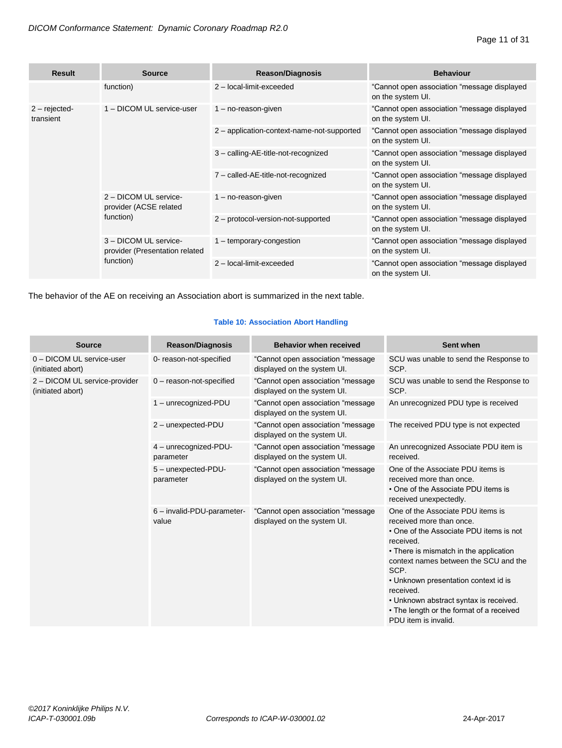| Result | Source | Reason/Diagnosis | Behaviour |
|---|---|---|---|
| | function) | 2 – local-limit-exceeded | "Cannot open association "message displayed on the system UI. |
| 2 – rejected-transient | 1 – DICOM UL service-user | 1 – no-reason-given | "Cannot open association "message displayed on the system UI. |
| | | 2 – application-context-name-not-supported | "Cannot open association "message displayed on the system UI. |
| | | 3 – calling-AE-title-not-recognized | "Cannot open association "message displayed on the system UI. |
| | | 7 – called-AE-title-not-recognized | "Cannot open association "message displayed on the system UI. |
| | 2 – DICOM UL service-provider (ACSE related function) | 1 – no-reason-given | "Cannot open association "message displayed on the system UI. |
| | | 2 – protocol-version-not-supported | "Cannot open association "message displayed on the system UI. |
| | 3 – DICOM UL service-provider (Presentation related function) | 1 – temporary-congestion | "Cannot open association "message displayed on the system UI. |
| | | 2 – local-limit-exceeded | "Cannot open association "message displayed on the system UI. |

The behavior of the AE on receiving an Association abort is summarized in the next table.

**Table 10: Association Abort Handling**

| Source | Reason/Diagnosis | Behavior when received | Sent when |
|---|---|---|---|
| 0 – DICOM UL service-user (initiated abort) | 0- reason-not-specified | "Cannot open association "message displayed on the system UI. | SCU was unable to send the Response to SCP. |
| 2 – DICOM UL service-provider (initiated abort) | 0 – reason-not-specified | "Cannot open association "message displayed on the system UI. | SCU was unable to send the Response to SCP. |
| | 1 – unrecognized-PDU | "Cannot open association "message displayed on the system UI. | An unrecognized PDU type is received |
| | 2 – unexpected-PDU | "Cannot open association "message displayed on the system UI. | The received PDU type is not expected |
| | 4 – unrecognized-PDU-parameter | "Cannot open association "message displayed on the system UI. | An unrecognized Associate PDU item is received. |
| | 5 – unexpected-PDU-parameter | "Cannot open association "message displayed on the system UI. | One of the Associate PDU items is received more than once.<br>• One of the Associate PDU items is received unexpectedly. |
| | 6 – invalid-PDU-parameter-value | "Cannot open association "message displayed on the system UI. | One of the Associate PDU items is received more than once.<br>• One of the Associate PDU items is not received.<br>• There is mismatch in the application context names between the SCU and the SCP.<br>• Unknown presentation context id is received.<br>• Unknown abstract syntax is received.<br>• The length or the format of a received PDU item is invalid. |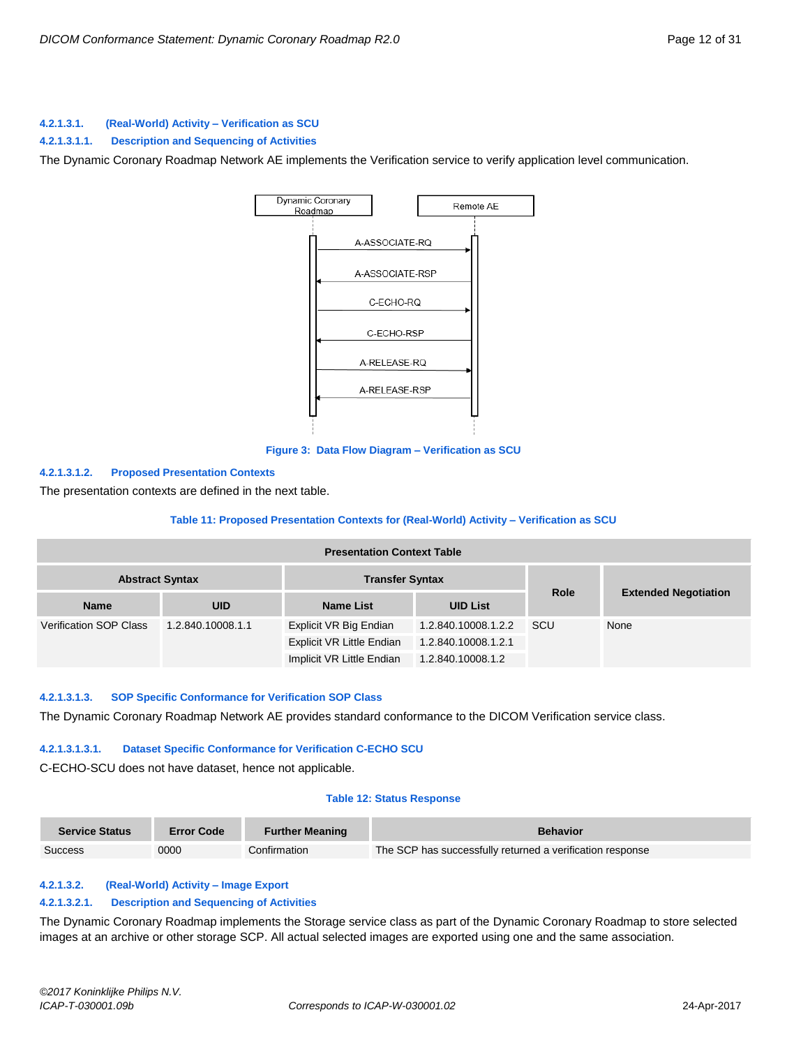#### 4.2.1.3.1. (Real-World) Activity – Verification as SCU

##### 4.2.1.3.1.1. Description and Sequencing of Activities

The Dynamic Coronary Roadmap Network AE implements the Verification service to verify application level communication.

Figure 3: Data Flow Diagram – Verification as SCU

##### 4.2.1.3.1.2. Proposed Presentation Contexts

The presentation contexts are defined in the next table.

Table 11: Proposed Presentation Contexts for (Real-World) Activity – Verification as SCU

| Presentation Context Table | | | | | |
|---|---|---|---|---|---|
| Abstract Syntax | | Transfer Syntax | | Role | Extended Negotiation |
| Name | UID | Name List | UID List | | |
| Verification SOP Class | 1.2.840.10008.1.1 | Explicit VR Big Endian | 1.2.840.10008.1.2.2 | SCU | None |
| | | Explicit VR Little Endian | 1.2.840.10008.1.2.1 | | |
| | | Implicit VR Little Endian | 1.2.840.10008.1.2 | | |

##### 4.2.1.3.1.3. SOP Specific Conformance for Verification SOP Class

The Dynamic Coronary Roadmap Network AE provides standard conformance to the DICOM Verification service class.

###### 4.2.1.3.1.3.1. Dataset Specific Conformance for Verification C-ECHO SCU

C-ECHO-SCU does not have dataset, hence not applicable.

Table 12: Status Response

| Service Status | Error Code | Further Meaning | Behavior |
|---|---|---|---|
| Success | 0000 | Confirmation | The SCP has successfully returned a verification response |

#### 4.2.1.3.2. (Real-World) Activity – Image Export

##### 4.2.1.3.2.1. Description and Sequencing of Activities

The Dynamic Coronary Roadmap implements the Storage service class as part of the Dynamic Coronary Roadmap to store selected images at an archive or other storage SCP. All actual selected images are exported using one and the same association.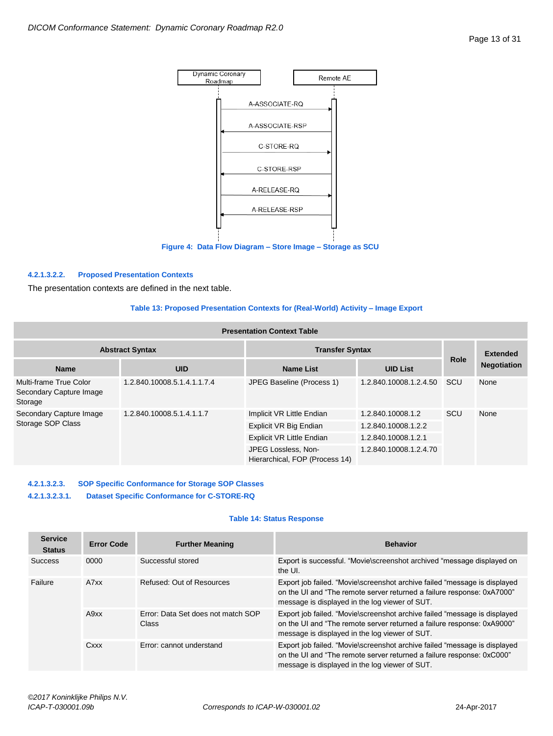Dynamic Coronary Roadmap | Remote AE

A-ASSOCIATE-RQ
A-ASSOCIATE-RSP
C-STORE-RQ
C-STORE-RSP
A-RELEASE-RQ
A-RELEASE-RSP

**Figure 4: Data Flow Diagram – Store Image – Storage as SCU**

##### 4.2.1.3.2.2. Proposed Presentation Contexts

The presentation contexts are defined in the next table.

**Table 13: Proposed Presentation Contexts for (Real-World) Activity – Image Export**

| Presentation Context Table | | | | | |
|---|---|---|---|---|---|
| Abstract Syntax | | Transfer Syntax | | Role | Extended Negotiation |
| Name | UID | Name List | UID List | | |
| Multi-frame True Color Secondary Capture Image Storage | 1.2.840.10008.5.1.4.1.1.7.4 | JPEG Baseline (Process 1) | 1.2.840.10008.1.2.4.50 | SCU | None |
| Secondary Capture Image Storage SOP Class | 1.2.840.10008.5.1.4.1.1.7 | Implicit VR Little Endian | 1.2.840.10008.1.2 | SCU | None |
| | | Explicit VR Big Endian | 1.2.840.10008.1.2.2 | | |
| | | Explicit VR Little Endian | 1.2.840.10008.1.2.1 | | |
| | | JPEG Lossless, Non-Hierarchical, FOP (Process 14) | 1.2.840.10008.1.2.4.70 | | |

##### 4.2.1.3.2.3. SOP Specific Conformance for Storage SOP Classes

###### 4.2.1.3.2.3.1. Dataset Specific Conformance for C-STORE-RQ

**Table 14: Status Response**

| Service Status | Error Code | Further Meaning | Behavior |
|---|---|---|---|
| Success | 0000 | Successful stored | Export is successful. “Movie\screenshot archived “message displayed on the UI. |
| Failure | A7xx | Refused: Out of Resources | Export job failed. “Movie\screenshot archive failed “message is displayed on the UI and “The remote server returned a failure response: 0xA7000” message is displayed in the log viewer of SUT. |
| | A9xx | Error: Data Set does not match SOP Class | Export job failed. “Movie\screenshot archive failed “message is displayed on the UI and “The remote server returned a failure response: 0xA9000” message is displayed in the log viewer of SUT. |
| | Cxxx | Error: cannot understand | Export job failed. “Movie\screenshot archive failed “message is displayed on the UI and “The remote server returned a failure response: 0xC000” message is displayed in the log viewer of SUT. |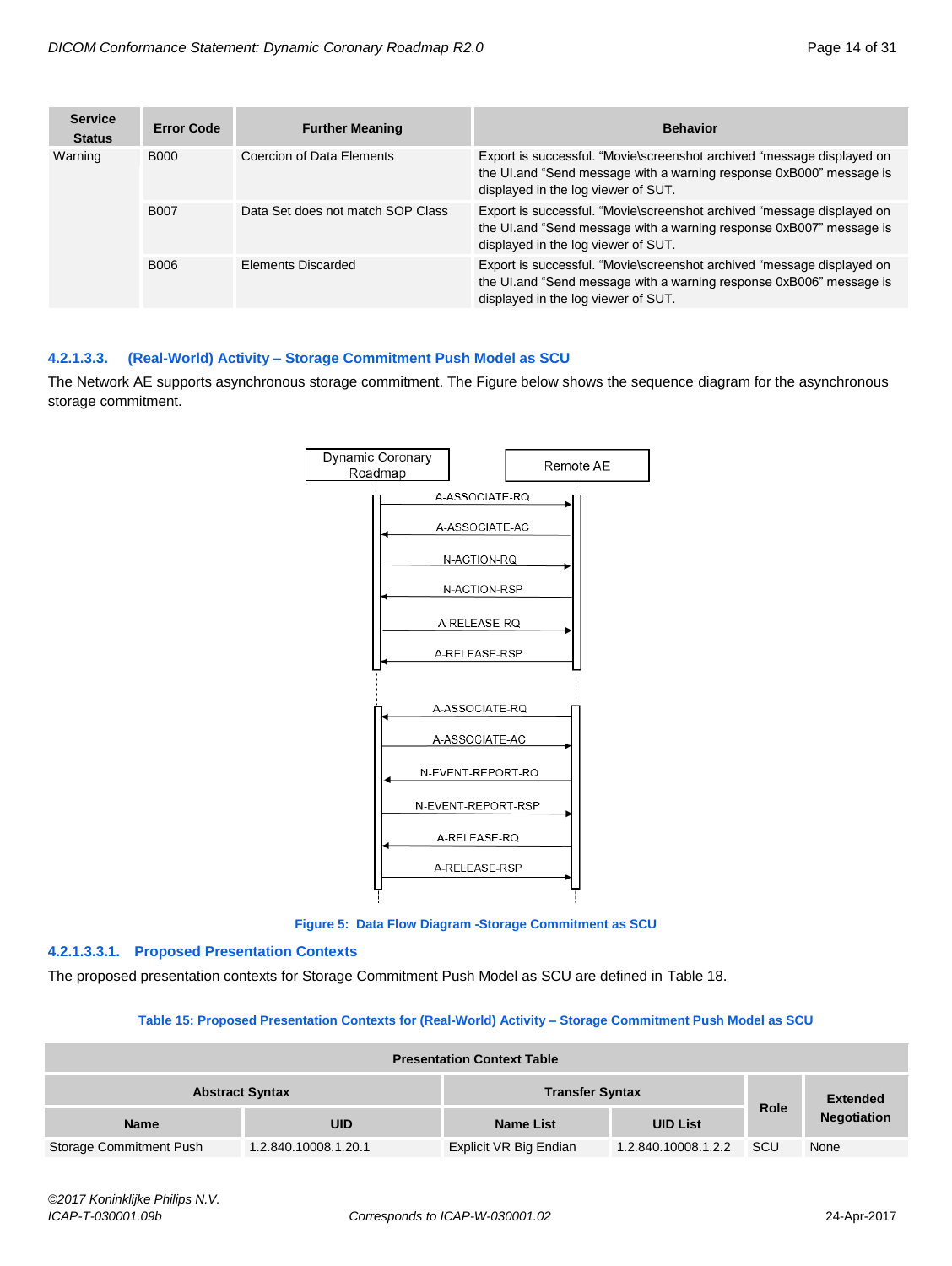| Service Status | Error Code | Further Meaning | Behavior |
|---|---|---|---|
| Warning | B000 | Coercion of Data Elements | Export is successful. "Movie\screenshot archived "message displayed on the UI.and "Send message with a warning response 0xB000" message is displayed in the log viewer of SUT. |
| | B007 | Data Set does not match SOP Class | Export is successful. "Movie\screenshot archived "message displayed on the UI.and "Send message with a warning response 0xB007" message is displayed in the log viewer of SUT. |
| | B006 | Elements Discarded | Export is successful. "Movie\screenshot archived "message displayed on the UI.and "Send message with a warning response 0xB006" message is displayed in the log viewer of SUT. |

#### 4.2.1.3.3. (Real-World) Activity – Storage Commitment Push Model as SCU

The Network AE supports asynchronous storage commitment. The Figure below shows the sequence diagram for the asynchronous storage commitment.

Figure 5: Data Flow Diagram -Storage Commitment as SCU

##### 4.2.1.3.3.1. Proposed Presentation Contexts

The proposed presentation contexts for Storage Commitment Push Model as SCU are defined in Table 18.

Table 15: Proposed Presentation Contexts for (Real-World) Activity – Storage Commitment Push Model as SCU

| Presentation Context Table | | | | | |
|---|---|---|---|---|---|
| Abstract Syntax | | Transfer Syntax | | Role | Extended Negotiation |
| Name | UID | Name List | UID List | | |
| Storage Commitment Push | 1.2.840.10008.1.20.1 | Explicit VR Big Endian | 1.2.840.10008.1.2.2 | SCU | None |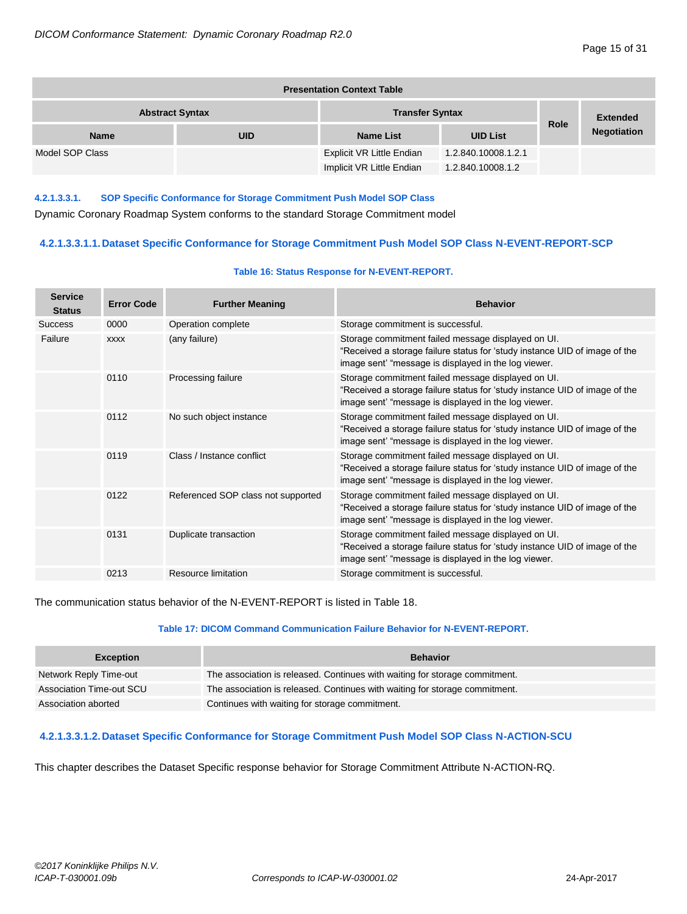| Presentation Context Table | | | | | |
|---|---|---|---|---|---|
| Abstract Syntax | | Transfer Syntax | | Role | Extended Negotiation |
| Name | UID | Name List | UID List | | |
| Model SOP Class | | Explicit VR Little Endian | 1.2.840.10008.1.2.1 | | |
| | | Implicit VR Little Endian | 1.2.840.10008.1.2 | | |

##### 4.2.1.3.3.1. SOP Specific Conformance for Storage Commitment Push Model SOP Class

Dynamic Coronary Roadmap System conforms to the standard Storage Commitment model

###### 4.2.1.3.3.1.1. Dataset Specific Conformance for Storage Commitment Push Model SOP Class N-EVENT-REPORT-SCP

**Table 16: Status Response for N-EVENT-REPORT.**

| Service Status | Error Code | Further Meaning | Behavior |
|---|---|---|---|
| Success | 0000 | Operation complete | Storage commitment is successful. |
| Failure | xxxx | (any failure) | Storage commitment failed message displayed on UI. “Received a storage failure status for ‘study instance UID of image of the image sent’ “message is displayed in the log viewer. |
| | 0110 | Processing failure | Storage commitment failed message displayed on UI. “Received a storage failure status for ‘study instance UID of image of the image sent’ “message is displayed in the log viewer. |
| | 0112 | No such object instance | Storage commitment failed message displayed on UI. “Received a storage failure status for ‘study instance UID of image of the image sent’ “message is displayed in the log viewer. |
| | 0119 | Class / Instance conflict | Storage commitment failed message displayed on UI. “Received a storage failure status for ‘study instance UID of image of the image sent’ “message is displayed in the log viewer. |
| | 0122 | Referenced SOP class not supported | Storage commitment failed message displayed on UI. “Received a storage failure status for ‘study instance UID of image of the image sent’ “message is displayed in the log viewer. |
| | 0131 | Duplicate transaction | Storage commitment failed message displayed on UI. “Received a storage failure status for ‘study instance UID of image of the image sent’ “message is displayed in the log viewer. |
| | 0213 | Resource limitation | Storage commitment is successful. |

The communication status behavior of the N-EVENT-REPORT is listed in Table 18.

**Table 17: DICOM Command Communication Failure Behavior for N-EVENT-REPORT.**

| Exception | Behavior |
|---|---|
| Network Reply Time-out | The association is released. Continues with waiting for storage commitment. |
| Association Time-out SCU | The association is released. Continues with waiting for storage commitment. |
| Association aborted | Continues with waiting for storage commitment. |

###### 4.2.1.3.3.1.2. Dataset Specific Conformance for Storage Commitment Push Model SOP Class N-ACTION-SCU

This chapter describes the Dataset Specific response behavior for Storage Commitment Attribute N-ACTION-RQ.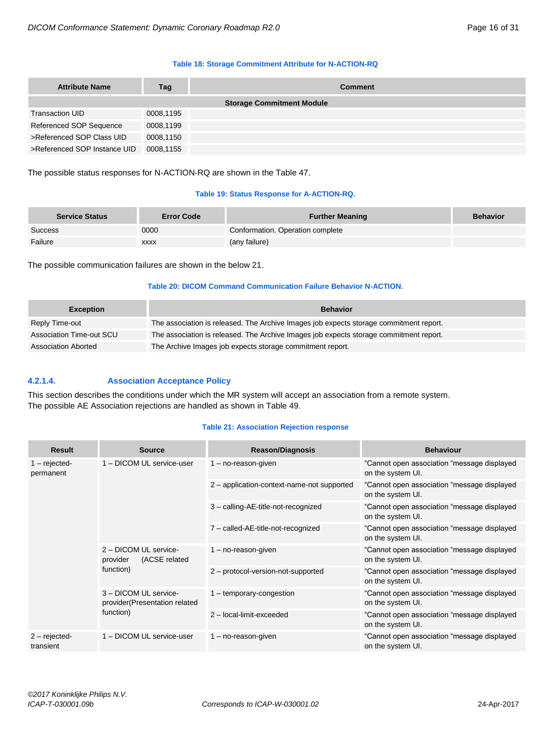**Table 18: Storage Commitment Attribute for N-ACTION-RQ**

| Attribute Name | Tag | Comment |
|---|---|---|
| **Storage Commitment Module** | | |
| Transaction UID | 0008,1195 | |
| Referenced SOP Sequence | 0008,1199 | |
| >Referenced SOP Class UID | 0008,1150 | |
| >Referenced SOP Instance UID | 0008,1155 | |

The possible status responses for N-ACTION-RQ are shown in the Table 47.

**Table 19: Status Response for A-ACTION-RQ.**

| Service Status | Error Code | Further Meaning | Behavior |
|---|---|---|---|
| Success | 0000 | Conformation. Operation complete | |
| Failure | xxxx | (any failure) | |

The possible communication failures are shown in the below 21.

**Table 20: DICOM Command Communication Failure Behavior N-ACTION.**

| Exception | Behavior |
|---|---|
| Reply Time-out | The association is released. The Archive Images job expects storage commitment report. |
| Association Time-out SCU | The association is released. The Archive Images job expects storage commitment report. |
| Association Aborted | The Archive Images job expects storage commitment report. |

#### 4.2.1.4. Association Acceptance Policy

This section describes the conditions under which the MR system will accept an association from a remote system.
The possible AE Association rejections are handled as shown in Table 49.

**Table 21: Association Rejection response**

| Result | Source | Reason/Diagnosis | Behaviour |
|---|---|---|---|
| 1 – rejected-permanent | 1 – DICOM UL service-user | 1 – no-reason-given | "Cannot open association "message displayed on the system UI. |
| | | 2 – application-context-name-not supported | "Cannot open association "message displayed on the system UI. |
| | | 3 – calling-AE-title-not-recognized | "Cannot open association "message displayed on the system UI. |
| | | 7 – called-AE-title-not-recognized | "Cannot open association "message displayed on the system UI. |
| | 2 – DICOM UL service-provider (ACSE related function) | 1 – no-reason-given | "Cannot open association "message displayed on the system UI. |
| | | 2 – protocol-version-not-supported | "Cannot open association "message displayed on the system UI. |
| | 3 – DICOM UL service-provider(Presentation related function) | 1 – temporary-congestion | "Cannot open association "message displayed on the system UI. |
| | | 2 – local-limit-exceeded | "Cannot open association "message displayed on the system UI. |
| 2 – rejected-transient | 1 – DICOM UL service-user | 1 – no-reason-given | "Cannot open association "message displayed on the system UI. |

*©2017 Koninklijke Philips N.V.*
*ICAP-T-030001.09b* *Corresponds to ICAP-W-030001.02* 24-Apr-2017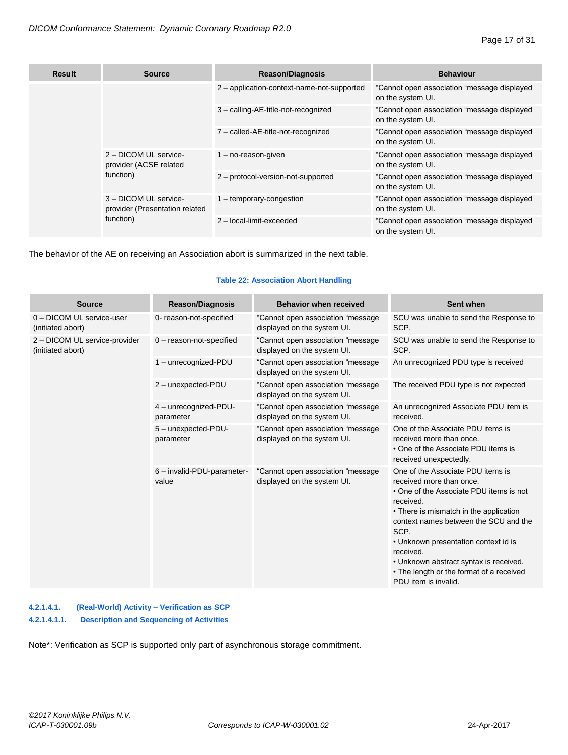| Result | Source | Reason/Diagnosis | Behaviour |
|---|---|---|---|
| | | 2 – application-context-name-not-supported | “Cannot open association “message displayed on the system UI. |
| | | 3 – calling-AE-title-not-recognized | “Cannot open association “message displayed on the system UI. |
| | | 7 – called-AE-title-not-recognized | “Cannot open association “message displayed on the system UI. |
| | 2 – DICOM UL service-provider (ACSE related function) | 1 – no-reason-given | “Cannot open association “message displayed on the system UI. |
| | | 2 – protocol-version-not-supported | “Cannot open association “message displayed on the system UI. |
| | 3 – DICOM UL service-provider (Presentation related function) | 1 – temporary-congestion | “Cannot open association “message displayed on the system UI. |
| | | 2 – local-limit-exceeded | “Cannot open association “message displayed on the system UI. |

The behavior of the AE on receiving an Association abort is summarized in the next table.

**Table 22: Association Abort Handling**

| Source | Reason/Diagnosis | Behavior when received | Sent when |
|---|---|---|---|
| 0 – DICOM UL service-user (initiated abort) | 0- reason-not-specified | “Cannot open association “message displayed on the system UI. | SCU was unable to send the Response to SCP. |
| 2 – DICOM UL service-provider (initiated abort) | 0 – reason-not-specified | “Cannot open association “message displayed on the system UI. | SCU was unable to send the Response to SCP. |
| | 1 – unrecognized-PDU | “Cannot open association “message displayed on the system UI. | An unrecognized PDU type is received |
| | 2 – unexpected-PDU | “Cannot open association “message displayed on the system UI. | The received PDU type is not expected |
| | 4 – unrecognized-PDU-parameter | “Cannot open association “message displayed on the system UI. | An unrecognized Associate PDU item is received. |
| | 5 – unexpected-PDU-parameter | “Cannot open association “message displayed on the system UI. | One of the Associate PDU items is received more than once. • One of the Associate PDU items is received unexpectedly. |
| | 6 – invalid-PDU-parameter-value | “Cannot open association “message displayed on the system UI. | One of the Associate PDU items is received more than once. • One of the Associate PDU items is not received. • There is mismatch in the application context names between the SCU and the SCP. • Unknown presentation context id is received. • Unknown abstract syntax is received. • The length or the format of a received PDU item is invalid. |

#### 4.2.1.4.1. (Real-World) Activity – Verification as SCP

##### 4.2.1.4.1.1. Description and Sequencing of Activities

Note*: Verification as SCP is supported only part of asynchronous storage commitment.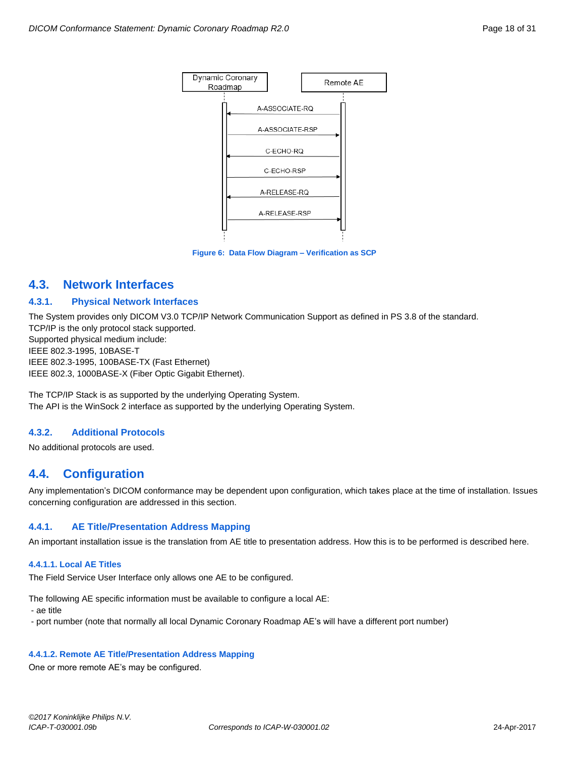Figure 6: Data Flow Diagram – Verification as SCP

## 4.3. Network Interfaces

### 4.3.1. Physical Network Interfaces

The System provides only DICOM V3.0 TCP/IP Network Communication Support as defined in PS 3.8 of the standard.
TCP/IP is the only protocol stack supported.
Supported physical medium include:
IEEE 802.3-1995, 10BASE-T
IEEE 802.3-1995, 100BASE-TX (Fast Ethernet)
IEEE 802.3, 1000BASE-X (Fiber Optic Gigabit Ethernet).

The TCP/IP Stack is as supported by the underlying Operating System.
The API is the WinSock 2 interface as supported by the underlying Operating System.

### 4.3.2. Additional Protocols

No additional protocols are used.

## 4.4. Configuration

Any implementation's DICOM conformance may be dependent upon configuration, which takes place at the time of installation. Issues concerning configuration are addressed in this section.

### 4.4.1. AE Title/Presentation Address Mapping

An important installation issue is the translation from AE title to presentation address. How this is to be performed is described here.

#### 4.4.1.1. Local AE Titles

The Field Service User Interface only allows one AE to be configured.

The following AE specific information must be available to configure a local AE:
- ae title
- port number (note that normally all local Dynamic Coronary Roadmap AE's will have a different port number)

#### 4.4.1.2. Remote AE Title/Presentation Address Mapping

One or more remote AE's may be configured.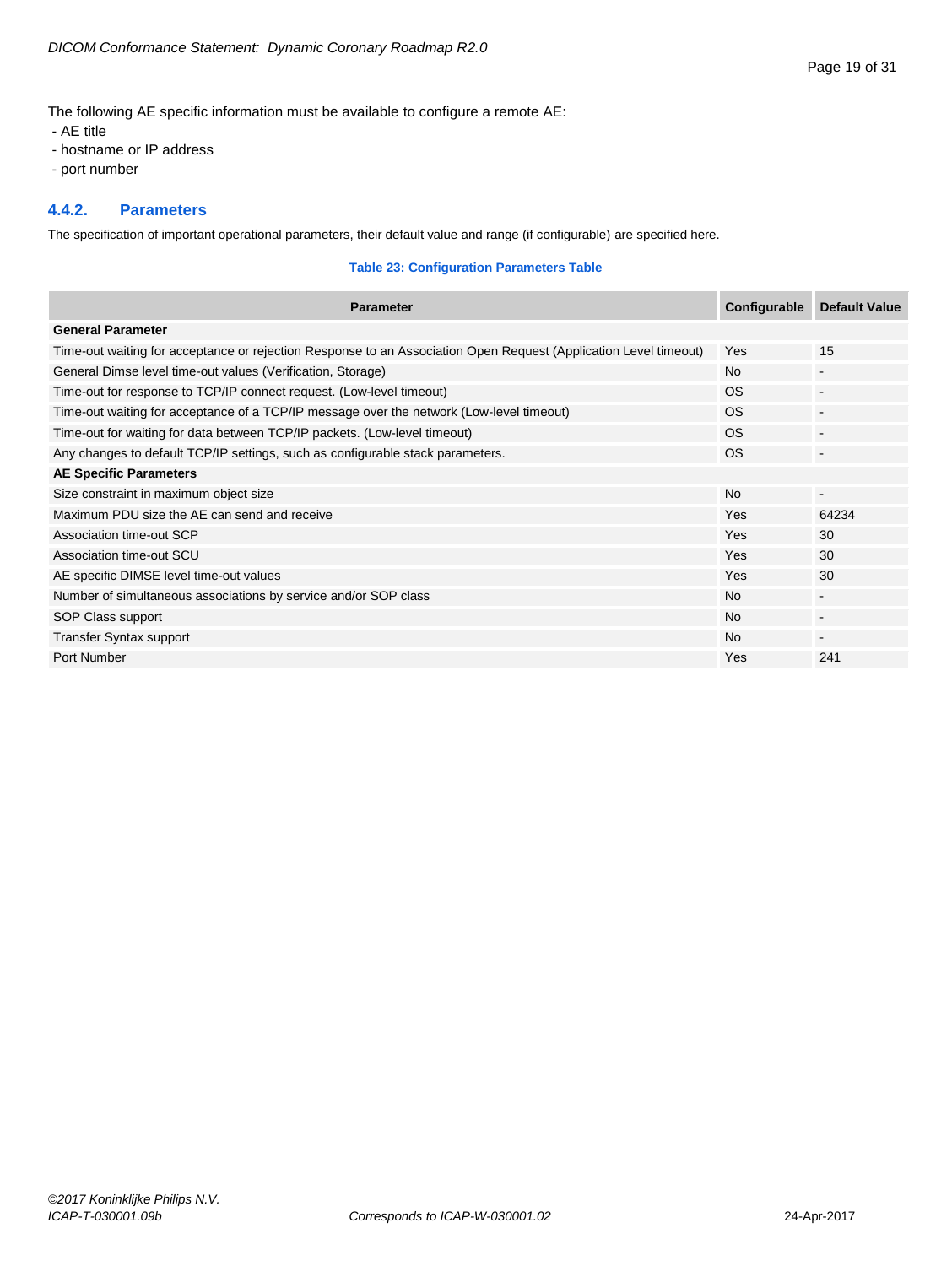The following AE specific information must be available to configure a remote AE:

- AE title
- hostname or IP address
- port number

### 4.4.2. Parameters

The specification of important operational parameters, their default value and range (if configurable) are specified here.

**Table 23: Configuration Parameters Table**

| Parameter | Configurable | Default Value |
|---|---|---|
| **General Parameter** | | |
| Time-out waiting for acceptance or rejection Response to an Association Open Request (Application Level timeout) | Yes | 15 |
| General Dimse level time-out values (Verification, Storage) | No | - |
| Time-out for response to TCP/IP connect request. (Low-level timeout) | OS | - |
| Time-out waiting for acceptance of a TCP/IP message over the network (Low-level timeout) | OS | - |
| Time-out for waiting for data between TCP/IP packets. (Low-level timeout) | OS | - |
| Any changes to default TCP/IP settings, such as configurable stack parameters. | OS | - |
| **AE Specific Parameters** | | |
| Size constraint in maximum object size | No | - |
| Maximum PDU size the AE can send and receive | Yes | 64234 |
| Association time-out SCP | Yes | 30 |
| Association time-out SCU | Yes | 30 |
| AE specific DIMSE level time-out values | Yes | 30 |
| Number of simultaneous associations by service and/or SOP class | No | - |
| SOP Class support | No | - |
| Transfer Syntax support | No | - |
| Port Number | Yes | 241 |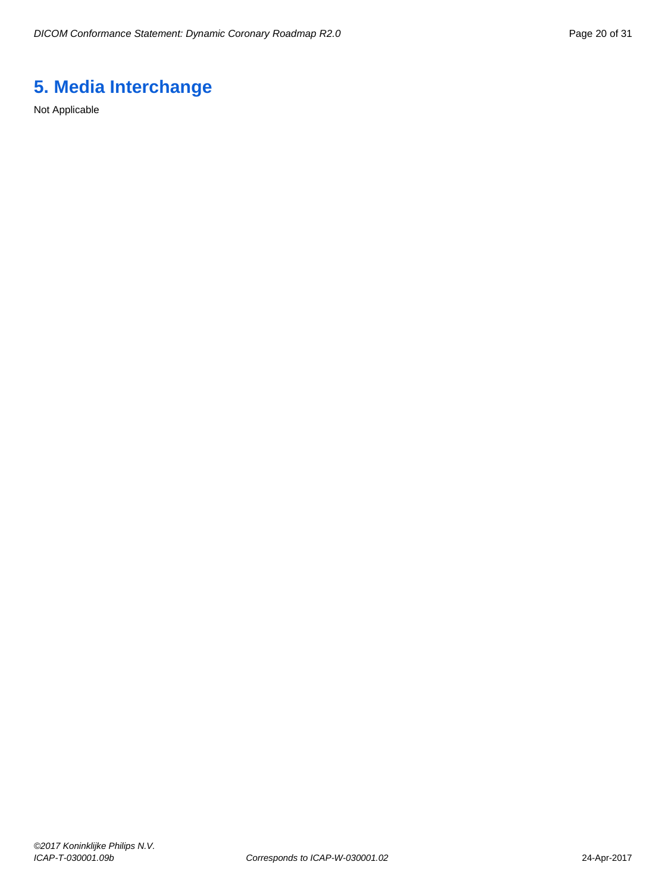# 5. Media Interchange

Not Applicable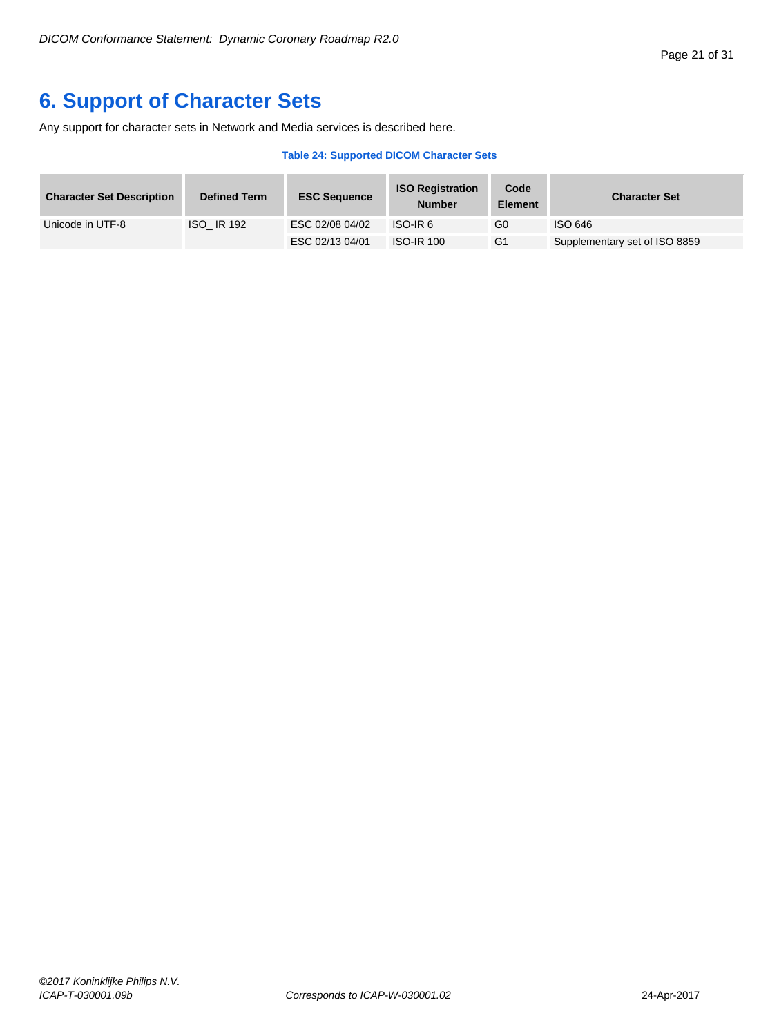# 6. Support of Character Sets

Any support for character sets in Network and Media services is described here.

**Table 24: Supported DICOM Character Sets**

| Character Set Description | Defined Term | ESC Sequence | ISO Registration Number | Code Element | Character Set |
|---|---|---|---|---|---|
| Unicode in UTF-8 | ISO_ IR 192 | ESC 02/08 04/02 | ISO-IR 6 | G0 | ISO 646 |
| | | ESC 02/13 04/01 | ISO-IR 100 | G1 | Supplementary set of ISO 8859 |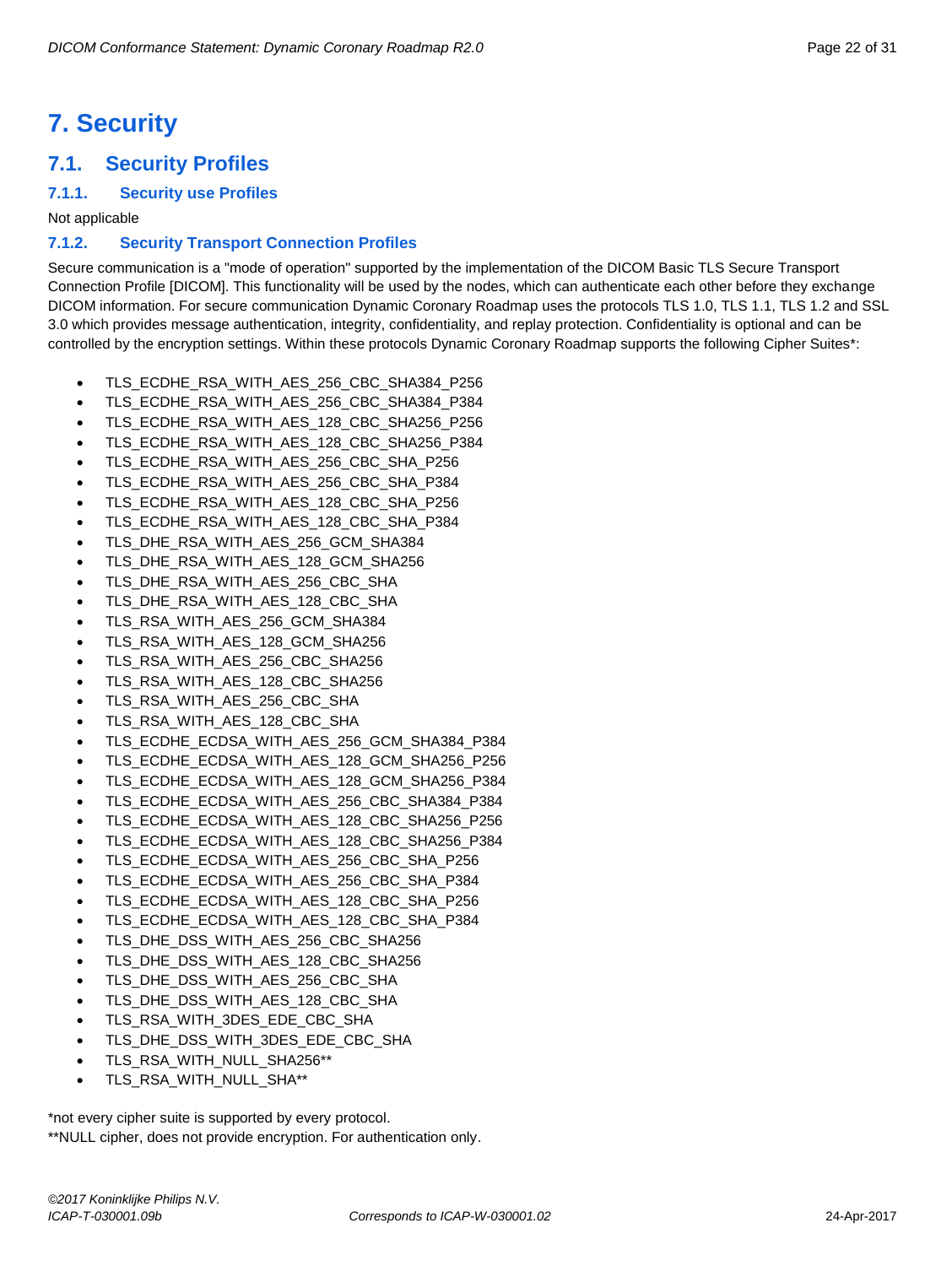# 7. Security

## 7.1. Security Profiles

### 7.1.1. Security use Profiles

Not applicable

### 7.1.2. Security Transport Connection Profiles

Secure communication is a "mode of operation" supported by the implementation of the DICOM Basic TLS Secure Transport Connection Profile [DICOM]. This functionality will be used by the nodes, which can authenticate each other before they exchange DICOM information. For secure communication Dynamic Coronary Roadmap uses the protocols TLS 1.0, TLS 1.1, TLS 1.2 and SSL 3.0 which provides message authentication, integrity, confidentiality, and replay protection. Confidentiality is optional and can be controlled by the encryption settings. Within these protocols Dynamic Coronary Roadmap supports the following Cipher Suites*:

- TLS_ECDHE_RSA_WITH_AES_256_CBC_SHA384_P256
- TLS_ECDHE_RSA_WITH_AES_256_CBC_SHA384_P384
- TLS_ECDHE_RSA_WITH_AES_128_CBC_SHA256_P256
- TLS_ECDHE_RSA_WITH_AES_128_CBC_SHA256_P384
- TLS_ECDHE_RSA_WITH_AES_256_CBC_SHA_P256
- TLS_ECDHE_RSA_WITH_AES_256_CBC_SHA_P384
- TLS_ECDHE_RSA_WITH_AES_128_CBC_SHA_P256
- TLS_ECDHE_RSA_WITH_AES_128_CBC_SHA_P384
- TLS_DHE_RSA_WITH_AES_256_GCM_SHA384
- TLS_DHE_RSA_WITH_AES_128_GCM_SHA256
- TLS_DHE_RSA_WITH_AES_256_CBC_SHA
- TLS_DHE_RSA_WITH_AES_128_CBC_SHA
- TLS_RSA_WITH_AES_256_GCM_SHA384
- TLS_RSA_WITH_AES_128_GCM_SHA256
- TLS_RSA_WITH_AES_256_CBC_SHA256
- TLS_RSA_WITH_AES_128_CBC_SHA256
- TLS_RSA_WITH_AES_256_CBC_SHA
- TLS_RSA_WITH_AES_128_CBC_SHA
- TLS_ECDHE_ECDSA_WITH_AES_256_GCM_SHA384_P384
- TLS_ECDHE_ECDSA_WITH_AES_128_GCM_SHA256_P256
- TLS_ECDHE_ECDSA_WITH_AES_128_GCM_SHA256_P384
- TLS_ECDHE_ECDSA_WITH_AES_256_CBC_SHA384_P384
- TLS_ECDHE_ECDSA_WITH_AES_128_CBC_SHA256_P256
- TLS_ECDHE_ECDSA_WITH_AES_128_CBC_SHA256_P384
- TLS_ECDHE_ECDSA_WITH_AES_256_CBC_SHA_P256
- TLS_ECDHE_ECDSA_WITH_AES_256_CBC_SHA_P384
- TLS_ECDHE_ECDSA_WITH_AES_128_CBC_SHA_P256
- TLS_ECDHE_ECDSA_WITH_AES_128_CBC_SHA_P384
- TLS_DHE_DSS_WITH_AES_256_CBC_SHA256
- TLS_DHE_DSS_WITH_AES_128_CBC_SHA256
- TLS_DHE_DSS_WITH_AES_256_CBC_SHA
- TLS_DHE_DSS_WITH_AES_128_CBC_SHA
- TLS_RSA_WITH_3DES_EDE_CBC_SHA
- TLS_DHE_DSS_WITH_3DES_EDE_CBC_SHA
- TLS_RSA_WITH_NULL_SHA256**
- TLS_RSA_WITH_NULL_SHA**

*not every cipher suite is supported by every protocol.

**NULL cipher, does not provide encryption. For authentication only.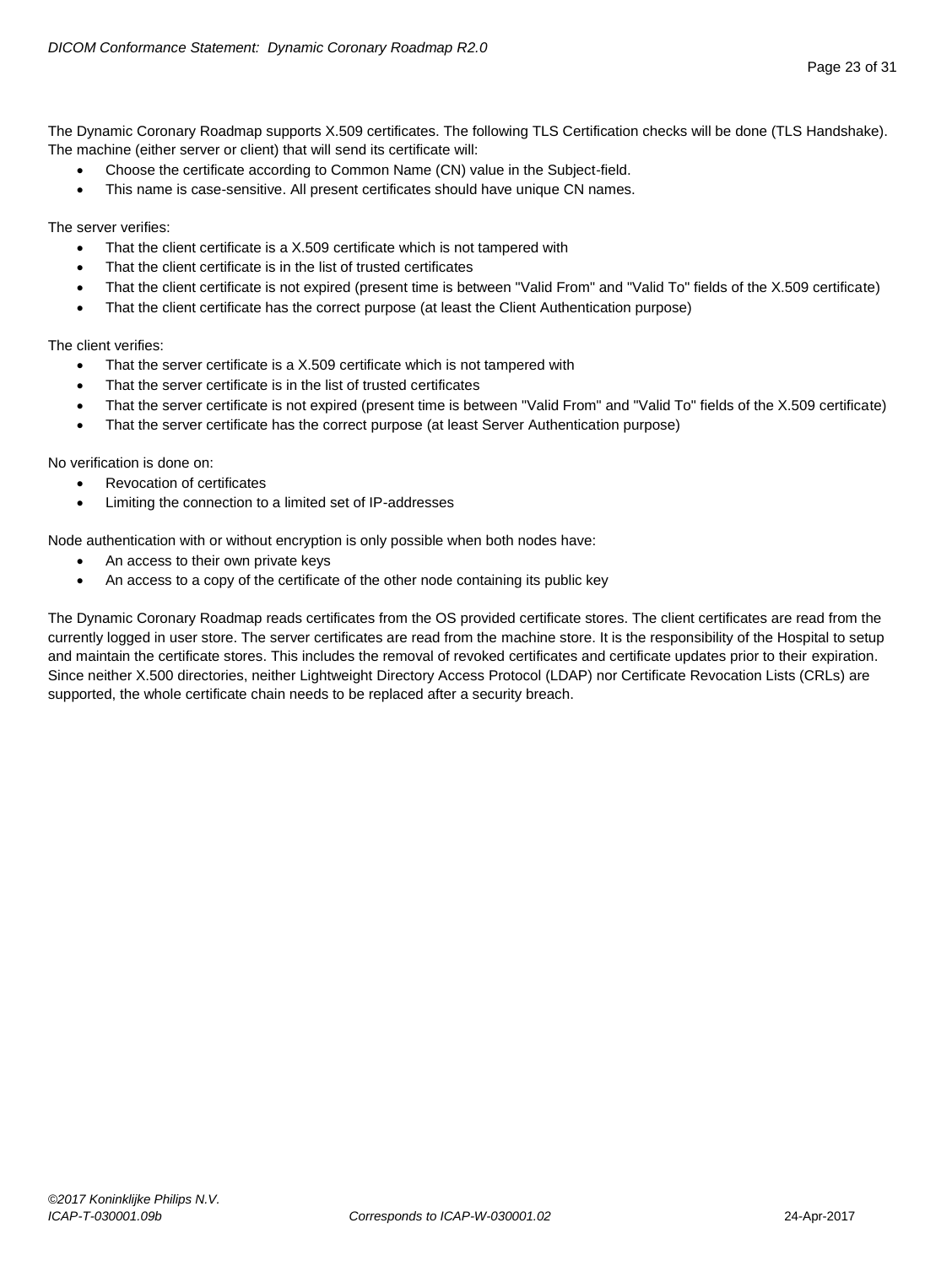The Dynamic Coronary Roadmap supports X.509 certificates. The following TLS Certification checks will be done (TLS Handshake). The machine (either server or client) that will send its certificate will:

- Choose the certificate according to Common Name (CN) value in the Subject-field.
- This name is case-sensitive. All present certificates should have unique CN names.

The server verifies:

- That the client certificate is a X.509 certificate which is not tampered with
- That the client certificate is in the list of trusted certificates
- That the client certificate is not expired (present time is between "Valid From" and "Valid To" fields of the X.509 certificate)
- That the client certificate has the correct purpose (at least the Client Authentication purpose)

The client verifies:

- That the server certificate is a X.509 certificate which is not tampered with
- That the server certificate is in the list of trusted certificates
- That the server certificate is not expired (present time is between "Valid From" and "Valid To" fields of the X.509 certificate)
- That the server certificate has the correct purpose (at least Server Authentication purpose)

No verification is done on:

- Revocation of certificates
- Limiting the connection to a limited set of IP-addresses

Node authentication with or without encryption is only possible when both nodes have:

- An access to their own private keys
- An access to a copy of the certificate of the other node containing its public key

The Dynamic Coronary Roadmap reads certificates from the OS provided certificate stores. The client certificates are read from the currently logged in user store. The server certificates are read from the machine store. It is the responsibility of the Hospital to setup and maintain the certificate stores. This includes the removal of revoked certificates and certificate updates prior to their expiration. Since neither X.500 directories, neither Lightweight Directory Access Protocol (LDAP) nor Certificate Revocation Lists (CRLs) are supported, the whole certificate chain needs to be replaced after a security breach.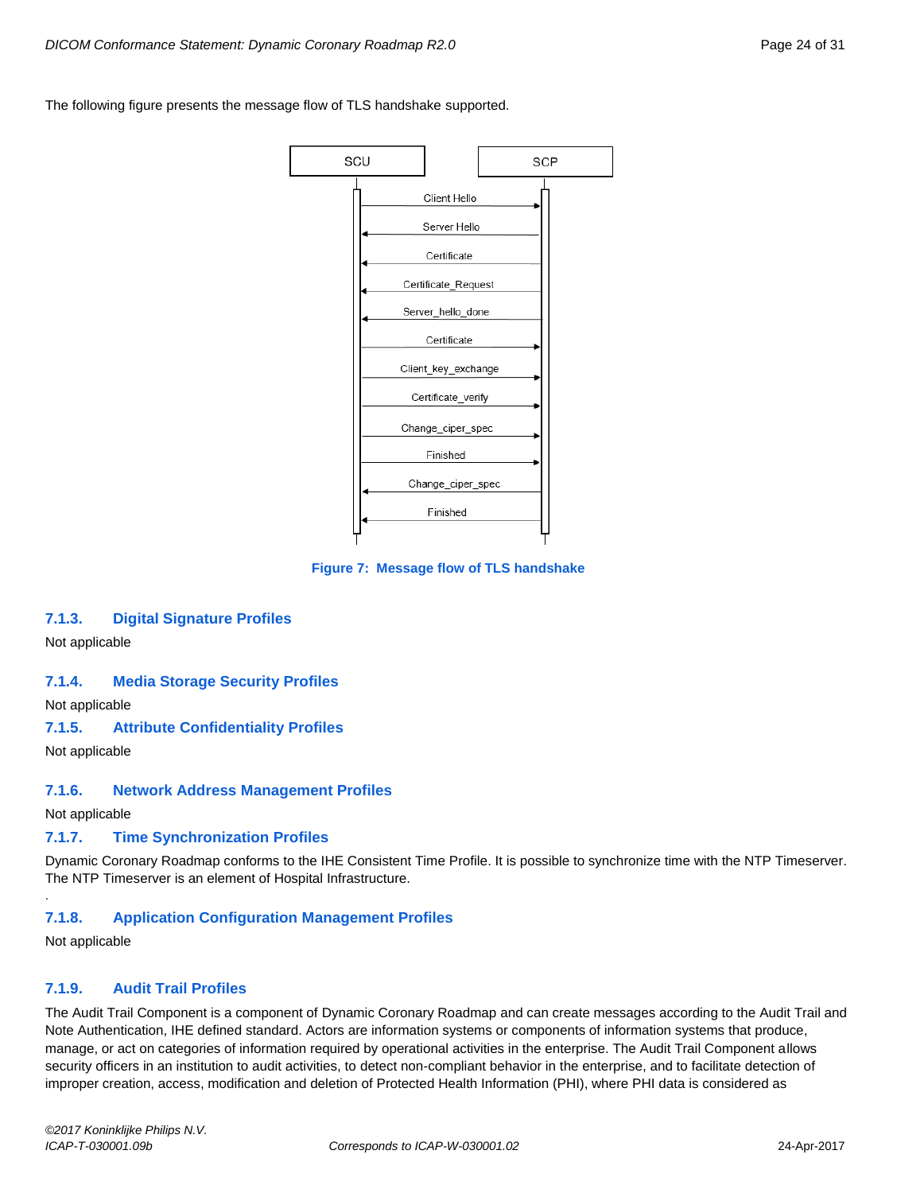The following figure presents the message flow of TLS handshake supported.

Figure 7: Message flow of TLS handshake

### 7.1.3. Digital Signature Profiles

Not applicable

### 7.1.4. Media Storage Security Profiles

Not applicable

### 7.1.5. Attribute Confidentiality Profiles

Not applicable

### 7.1.6. Network Address Management Profiles

Not applicable

### 7.1.7. Time Synchronization Profiles

Dynamic Coronary Roadmap conforms to the IHE Consistent Time Profile. It is possible to synchronize time with the NTP Timeserver. The NTP Timeserver is an element of Hospital Infrastructure.

.

### 7.1.8. Application Configuration Management Profiles

Not applicable

### 7.1.9. Audit Trail Profiles

The Audit Trail Component is a component of Dynamic Coronary Roadmap and can create messages according to the Audit Trail and Note Authentication, IHE defined standard. Actors are information systems or components of information systems that produce, manage, or act on categories of information required by operational activities in the enterprise. The Audit Trail Component allows security officers in an institution to audit activities, to detect non-compliant behavior in the enterprise, and to facilitate detection of improper creation, access, modification and deletion of Protected Health Information (PHI), where PHI data is considered as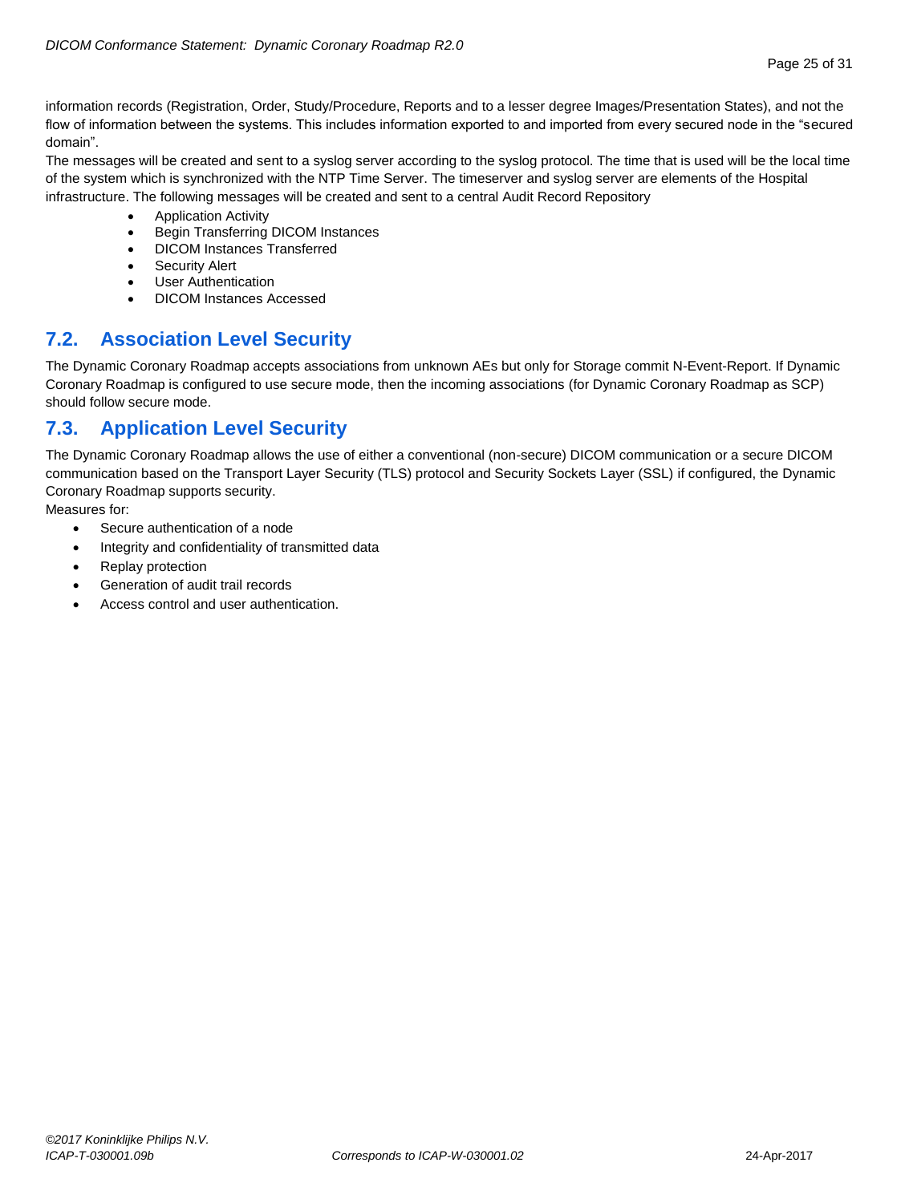information records (Registration, Order, Study/Procedure, Reports and to a lesser degree Images/Presentation States), and not the flow of information between the systems. This includes information exported to and imported from every secured node in the "secured domain".

The messages will be created and sent to a syslog server according to the syslog protocol. The time that is used will be the local time of the system which is synchronized with the NTP Time Server. The timeserver and syslog server are elements of the Hospital infrastructure. The following messages will be created and sent to a central Audit Record Repository

- Application Activity
- Begin Transferring DICOM Instances
- DICOM Instances Transferred
- Security Alert
- User Authentication
- DICOM Instances Accessed

## 7.2. Association Level Security

The Dynamic Coronary Roadmap accepts associations from unknown AEs but only for Storage commit N-Event-Report. If Dynamic Coronary Roadmap is configured to use secure mode, then the incoming associations (for Dynamic Coronary Roadmap as SCP) should follow secure mode.

## 7.3. Application Level Security

The Dynamic Coronary Roadmap allows the use of either a conventional (non-secure) DICOM communication or a secure DICOM communication based on the Transport Layer Security (TLS) protocol and Security Sockets Layer (SSL) if configured, the Dynamic Coronary Roadmap supports security.

Measures for:

- Secure authentication of a node
- Integrity and confidentiality of transmitted data
- Replay protection
- Generation of audit trail records
- Access control and user authentication.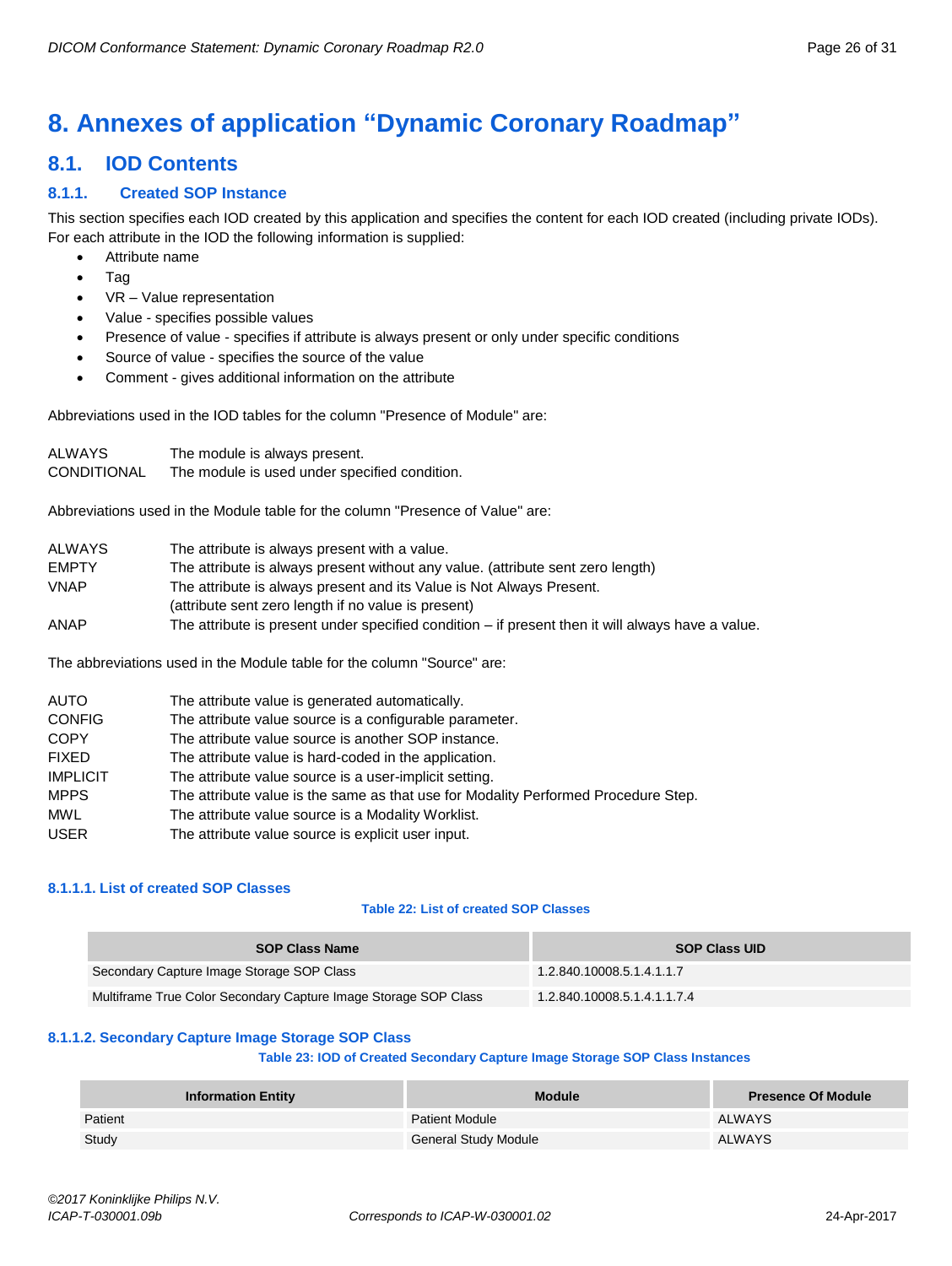# 8. Annexes of application “Dynamic Coronary Roadmap”

## 8.1. IOD Contents

### 8.1.1. Created SOP Instance

This section specifies each IOD created by this application and specifies the content for each IOD created (including private IODs). For each attribute in the IOD the following information is supplied:

- Attribute name
- Tag
- VR – Value representation
- Value - specifies possible values
- Presence of value - specifies if attribute is always present or only under specific conditions
- Source of value - specifies the source of the value
- Comment - gives additional information on the attribute

Abbreviations used in the IOD tables for the column "Presence of Module" are:

| | |
|---|---|
| ALWAYS | The module is always present. |
| CONDITIONAL | The module is used under specified condition. |

Abbreviations used in the Module table for the column "Presence of Value" are:

| | |
|---|---|
| ALWAYS | The attribute is always present with a value. |
| EMPTY | The attribute is always present without any value. (attribute sent zero length) |
| VNAP | The attribute is always present and its Value is Not Always Present. (attribute sent zero length if no value is present) |
| ANAP | The attribute is present under specified condition – if present then it will always have a value. |

The abbreviations used in the Module table for the column "Source" are:

| | |
|---|---|
| AUTO | The attribute value is generated automatically. |
| CONFIG | The attribute value source is a configurable parameter. |
| COPY | The attribute value source is another SOP instance. |
| FIXED | The attribute value is hard-coded in the application. |
| IMPLICIT | The attribute value source is a user-implicit setting. |
| MPPS | The attribute value is the same as that use for Modality Performed Procedure Step. |
| MWL | The attribute value source is a Modality Worklist. |
| USER | The attribute value source is explicit user input. |

#### 8.1.1.1. List of created SOP Classes

**Table 22: List of created SOP Classes**

| SOP Class Name | SOP Class UID |
|---|---|
| Secondary Capture Image Storage SOP Class | 1.2.840.10008.5.1.4.1.1.7 |
| Multiframe True Color Secondary Capture Image Storage SOP Class | 1.2.840.10008.5.1.4.1.1.7.4 |

#### 8.1.1.2. Secondary Capture Image Storage SOP Class

**Table 23: IOD of Created Secondary Capture Image Storage SOP Class Instances**

| Information Entity | Module | Presence Of Module |
|---|---|---|
| Patient | Patient Module | ALWAYS |
| Study | General Study Module | ALWAYS |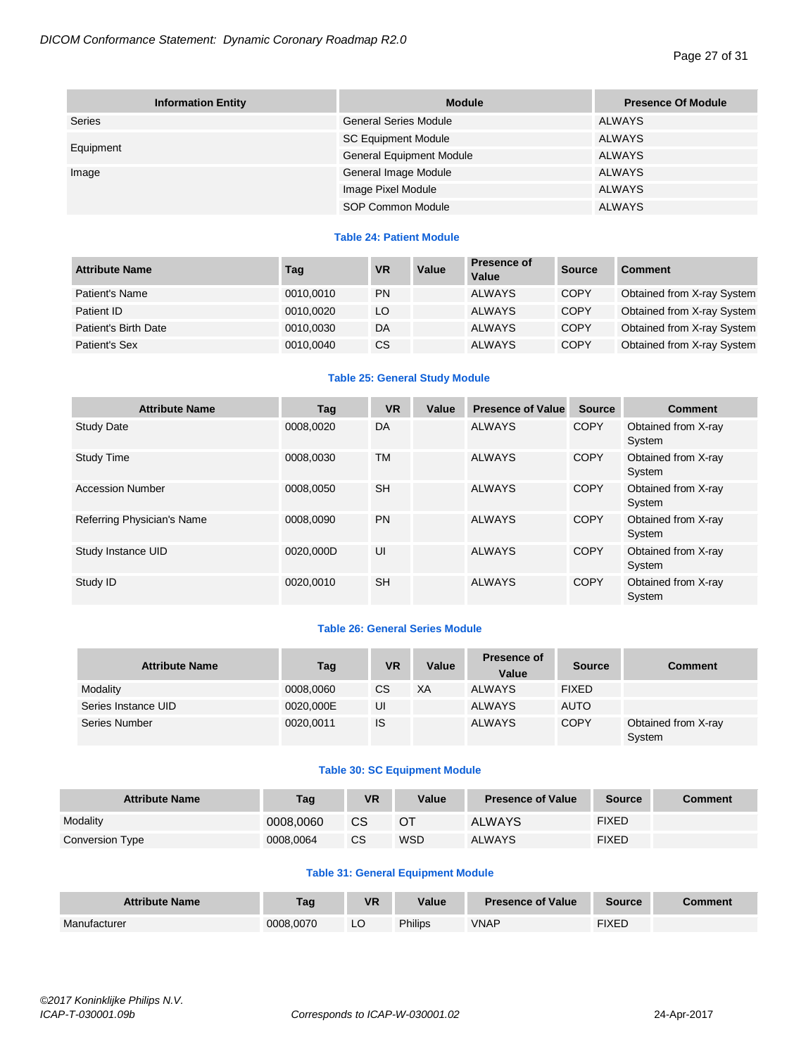| Information Entity | Module | Presence Of Module |
|---|---|---|
| Series | General Series Module | ALWAYS |
| Equipment | SC Equipment Module | ALWAYS |
| | General Equipment Module | ALWAYS |
| Image | General Image Module | ALWAYS |
| | Image Pixel Module | ALWAYS |
| | SOP Common Module | ALWAYS |

**Table 24: Patient Module**

| Attribute Name | Tag | VR | Value | Presence of Value | Source | Comment |
|---|---|---|---|---|---|---|
| Patient's Name | 0010,0010 | PN | | ALWAYS | COPY | Obtained from X-ray System |
| Patient ID | 0010,0020 | LO | | ALWAYS | COPY | Obtained from X-ray System |
| Patient's Birth Date | 0010,0030 | DA | | ALWAYS | COPY | Obtained from X-ray System |
| Patient's Sex | 0010,0040 | CS | | ALWAYS | COPY | Obtained from X-ray System |

**Table 25: General Study Module**

| Attribute Name | Tag | VR | Value | Presence of Value | Source | Comment |
|---|---|---|---|---|---|---|
| Study Date | 0008,0020 | DA | | ALWAYS | COPY | Obtained from X-ray System |
| Study Time | 0008,0030 | TM | | ALWAYS | COPY | Obtained from X-ray System |
| Accession Number | 0008,0050 | SH | | ALWAYS | COPY | Obtained from X-ray System |
| Referring Physician's Name | 0008,0090 | PN | | ALWAYS | COPY | Obtained from X-ray System |
| Study Instance UID | 0020,000D | UI | | ALWAYS | COPY | Obtained from X-ray System |
| Study ID | 0020,0010 | SH | | ALWAYS | COPY | Obtained from X-ray System |

**Table 26: General Series Module**

| Attribute Name | Tag | VR | Value | Presence of Value | Source | Comment |
|---|---|---|---|---|---|---|
| Modality | 0008,0060 | CS | XA | ALWAYS | FIXED | |
| Series Instance UID | 0020,000E | UI | | ALWAYS | AUTO | |
| Series Number | 0020,0011 | IS | | ALWAYS | COPY | Obtained from X-ray System |

**Table 30: SC Equipment Module**

| Attribute Name | Tag | VR | Value | Presence of Value | Source | Comment |
|---|---|---|---|---|---|---|
| Modality | 0008,0060 | CS | OT | ALWAYS | FIXED | |
| Conversion Type | 0008,0064 | CS | WSD | ALWAYS | FIXED | |

**Table 31: General Equipment Module**

| Attribute Name | Tag | VR | Value | Presence of Value | Source | Comment |
|---|---|---|---|---|---|---|
| Manufacturer | 0008,0070 | LO | Philips | VNAP | FIXED | |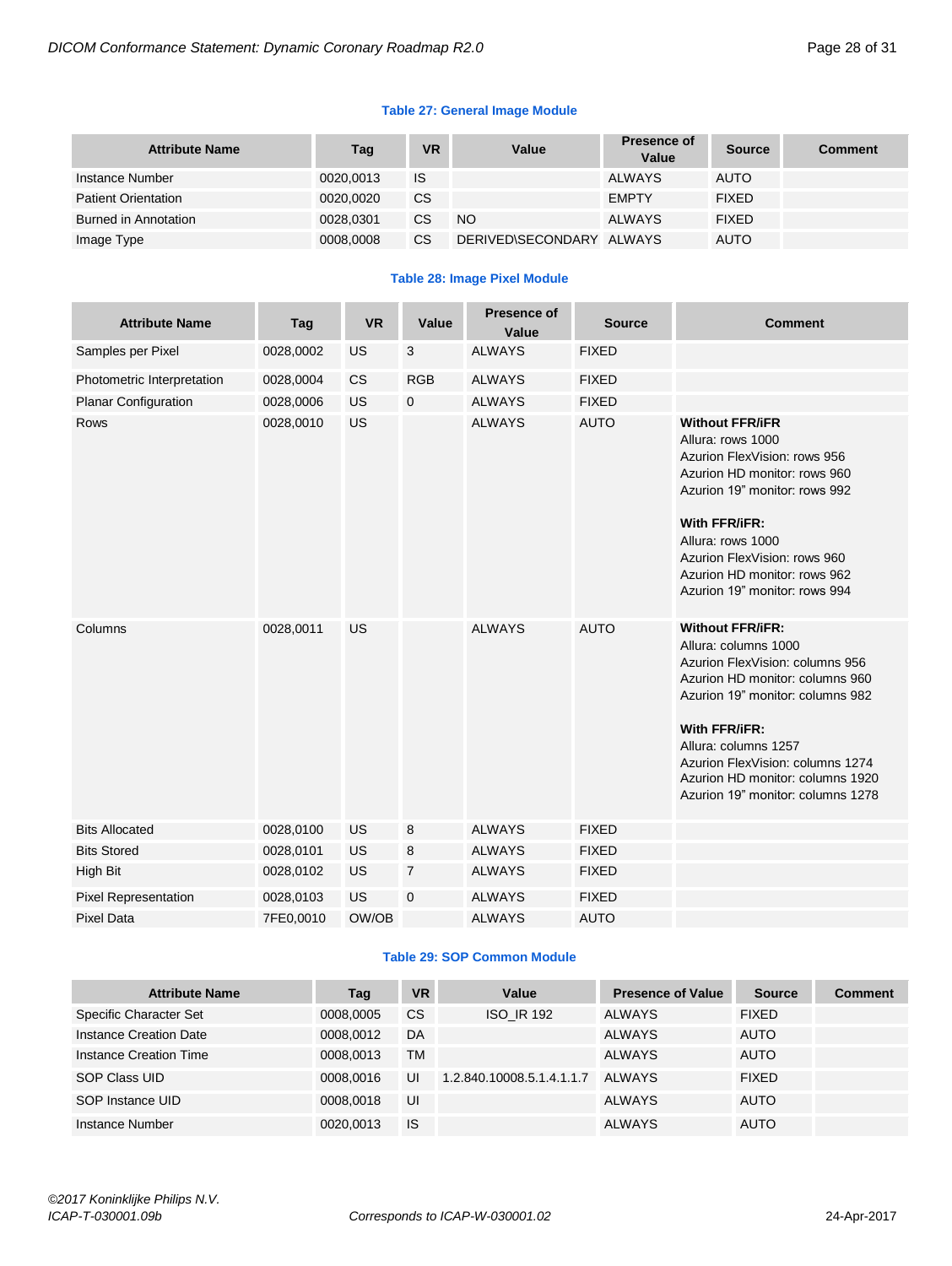**Table 27: General Image Module**

| Attribute Name | Tag | VR | Value | Presence of Value | Source | Comment |
|---|---|---|---|---|---|---|
| Instance Number | 0020,0013 | IS | | ALWAYS | AUTO | |
| Patient Orientation | 0020,0020 | CS | | EMPTY | FIXED | |
| Burned in Annotation | 0028,0301 | CS | NO | ALWAYS | FIXED | |
| Image Type | 0008,0008 | CS | DERIVED\SECONDARY | ALWAYS | AUTO | |

**Table 28: Image Pixel Module**

| Attribute Name | Tag | VR | Value | Presence of Value | Source | Comment |
|---|---|---|---|---|---|---|
| Samples per Pixel | 0028,0002 | US | 3 | ALWAYS | FIXED | |
| Photometric Interpretation | 0028,0004 | CS | RGB | ALWAYS | FIXED | |
| Planar Configuration | 0028,0006 | US | 0 | ALWAYS | FIXED | |
| Rows | 0028,0010 | US | | ALWAYS | AUTO | **Without FFR/iFR**<br>Allura: rows 1000<br>Azurion FlexVision: rows 956<br>Azurion HD monitor: rows 960<br>Azurion 19" monitor: rows 992<br><br>**With FFR/iFR:**<br>Allura: rows 1000<br>Azurion FlexVision: rows 960<br>Azurion HD monitor: rows 962<br>Azurion 19" monitor: rows 994 |
| Columns | 0028,0011 | US | | ALWAYS | AUTO | **Without FFR/iFR:**<br>Allura: columns 1000<br>Azurion FlexVision: columns 956<br>Azurion HD monitor: columns 960<br>Azurion 19" monitor: columns 982<br><br>**With FFR/iFR:**<br>Allura: columns 1257<br>Azurion FlexVision: columns 1274<br>Azurion HD monitor: columns 1920<br>Azurion 19" monitor: columns 1278 |
| Bits Allocated | 0028,0100 | US | 8 | ALWAYS | FIXED | |
| Bits Stored | 0028,0101 | US | 8 | ALWAYS | FIXED | |
| High Bit | 0028,0102 | US | 7 | ALWAYS | FIXED | |
| Pixel Representation | 0028,0103 | US | 0 | ALWAYS | FIXED | |
| Pixel Data | 7FE0,0010 | OW/OB | | ALWAYS | AUTO | |

**Table 29: SOP Common Module**

| Attribute Name | Tag | VR | Value | Presence of Value | Source | Comment |
|---|---|---|---|---|---|---|
| Specific Character Set | 0008,0005 | CS | ISO_IR 192 | ALWAYS | FIXED | |
| Instance Creation Date | 0008,0012 | DA | | ALWAYS | AUTO | |
| Instance Creation Time | 0008,0013 | TM | | ALWAYS | AUTO | |
| SOP Class UID | 0008,0016 | UI | 1.2.840.10008.5.1.4.1.1.7 | ALWAYS | FIXED | |
| SOP Instance UID | 0008,0018 | UI | | ALWAYS | AUTO | |
| Instance Number | 0020,0013 | IS | | ALWAYS | AUTO | |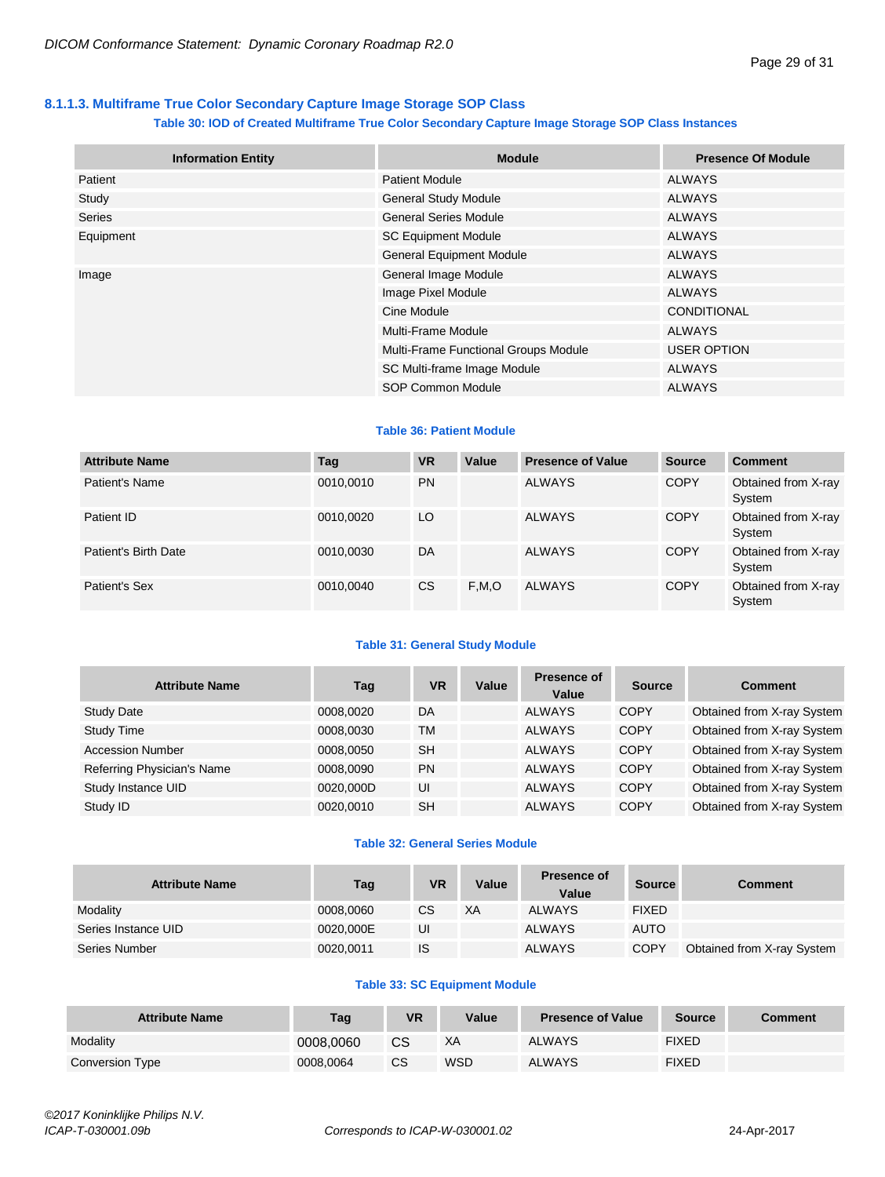### 8.1.1.3. Multiframe True Color Secondary Capture Image Storage SOP Class

**Table 30: IOD of Created Multiframe True Color Secondary Capture Image Storage SOP Class Instances**

| Information Entity | Module | Presence Of Module |
|---|---|---|
| Patient | Patient Module | ALWAYS |
| Study | General Study Module | ALWAYS |
| Series | General Series Module | ALWAYS |
| Equipment | SC Equipment Module | ALWAYS |
| | General Equipment Module | ALWAYS |
| Image | General Image Module | ALWAYS |
| | Image Pixel Module | ALWAYS |
| | Cine Module | CONDITIONAL |
| | Multi-Frame Module | ALWAYS |
| | Multi-Frame Functional Groups Module | USER OPTION |
| | SC Multi-frame Image Module | ALWAYS |
| | SOP Common Module | ALWAYS |

**Table 36: Patient Module**

| Attribute Name | Tag | VR | Value | Presence of Value | Source | Comment |
|---|---|---|---|---|---|---|
| Patient's Name | 0010,0010 | PN | | ALWAYS | COPY | Obtained from X-ray System |
| Patient ID | 0010,0020 | LO | | ALWAYS | COPY | Obtained from X-ray System |
| Patient's Birth Date | 0010,0030 | DA | | ALWAYS | COPY | Obtained from X-ray System |
| Patient's Sex | 0010,0040 | CS | F,M,O | ALWAYS | COPY | Obtained from X-ray System |

**Table 31: General Study Module**

| Attribute Name | Tag | VR | Value | Presence of Value | Source | Comment |
|---|---|---|---|---|---|---|
| Study Date | 0008,0020 | DA | | ALWAYS | COPY | Obtained from X-ray System |
| Study Time | 0008,0030 | TM | | ALWAYS | COPY | Obtained from X-ray System |
| Accession Number | 0008,0050 | SH | | ALWAYS | COPY | Obtained from X-ray System |
| Referring Physician's Name | 0008,0090 | PN | | ALWAYS | COPY | Obtained from X-ray System |
| Study Instance UID | 0020,000D | UI | | ALWAYS | COPY | Obtained from X-ray System |
| Study ID | 0020,0010 | SH | | ALWAYS | COPY | Obtained from X-ray System |

**Table 32: General Series Module**

| Attribute Name | Tag | VR | Value | Presence of Value | Source | Comment |
|---|---|---|---|---|---|---|
| Modality | 0008,0060 | CS | XA | ALWAYS | FIXED | |
| Series Instance UID | 0020,000E | UI | | ALWAYS | AUTO | |
| Series Number | 0020,0011 | IS | | ALWAYS | COPY | Obtained from X-ray System |

**Table 33: SC Equipment Module**

| Attribute Name | Tag | VR | Value | Presence of Value | Source | Comment |
|---|---|---|---|---|---|---|
| Modality | 0008,0060 | CS | XA | ALWAYS | FIXED | |
| Conversion Type | 0008,0064 | CS | WSD | ALWAYS | FIXED | |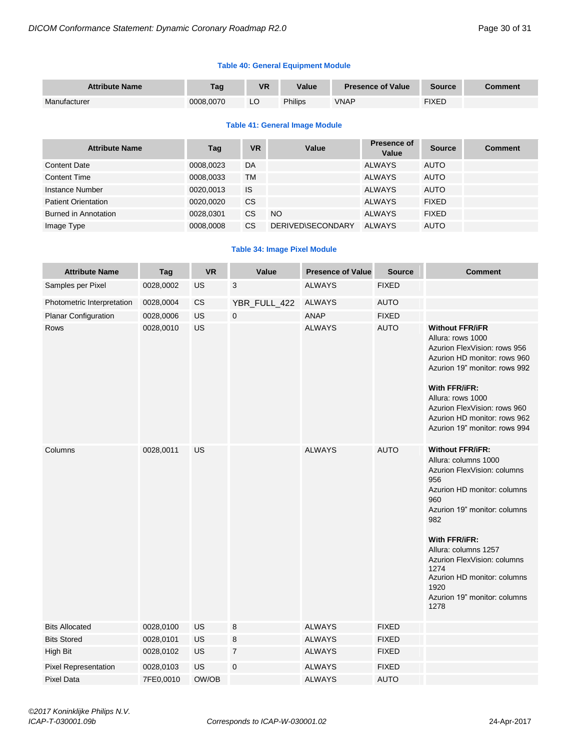**Table 40: General Equipment Module**

| Attribute Name | Tag | VR | Value | Presence of Value | Source | Comment |
|---|---|---|---|---|---|---|
| Manufacturer | 0008,0070 | LO | Philips | VNAP | FIXED | |

**Table 41: General Image Module**

| Attribute Name | Tag | VR | Value | Presence of Value | Source | Comment |
|---|---|---|---|---|---|---|
| Content Date | 0008,0023 | DA | | ALWAYS | AUTO | |
| Content Time | 0008,0033 | TM | | ALWAYS | AUTO | |
| Instance Number | 0020,0013 | IS | | ALWAYS | AUTO | |
| Patient Orientation | 0020,0020 | CS | | ALWAYS | FIXED | |
| Burned in Annotation | 0028,0301 | CS | NO | ALWAYS | FIXED | |
| Image Type | 0008,0008 | CS | DERIVED\SECONDARY | ALWAYS | AUTO | |

**Table 34: Image Pixel Module**

| Attribute Name | Tag | VR | Value | Presence of Value | Source | Comment |
|---|---|---|---|---|---|---|
| Samples per Pixel | 0028,0002 | US | 3 | ALWAYS | FIXED | |
| Photometric Interpretation | 0028,0004 | CS | YBR_FULL_422 | ALWAYS | AUTO | |
| Planar Configuration | 0028,0006 | US | 0 | ANAP | FIXED | |
| Rows | 0028,0010 | US | | ALWAYS | AUTO | **Without FFR/iFR** Allura: rows 1000 Azurion FlexVision: rows 956 Azurion HD monitor: rows 960 Azurion 19" monitor: rows 992 **With FFR/iFR:** Allura: rows 1000 Azurion FlexVision: rows 960 Azurion HD monitor: rows 962 Azurion 19" monitor: rows 994 |
| Columns | 0028,0011 | US | | ALWAYS | AUTO | **Without FFR/iFR:** Allura: columns 1000 Azurion FlexVision: columns 956 Azurion HD monitor: columns 960 Azurion 19" monitor: columns 982 **With FFR/iFR:** Allura: columns 1257 Azurion FlexVision: columns 1274 Azurion HD monitor: columns 1920 Azurion 19" monitor: columns 1278 |
| Bits Allocated | 0028,0100 | US | 8 | ALWAYS | FIXED | |
| Bits Stored | 0028,0101 | US | 8 | ALWAYS | FIXED | |
| High Bit | 0028,0102 | US | 7 | ALWAYS | FIXED | |
| Pixel Representation | 0028,0103 | US | 0 | ALWAYS | FIXED | |
| Pixel Data | 7FE0,0010 | OW/OB | | ALWAYS | AUTO | |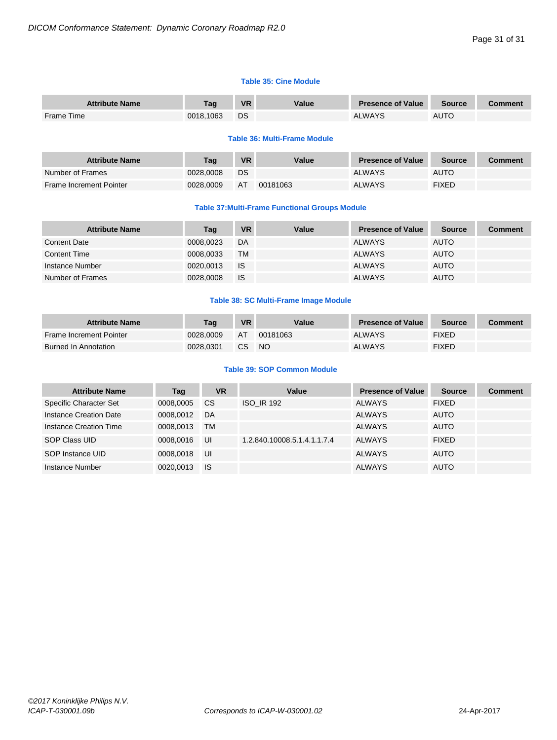**Table 35: Cine Module**

| Attribute Name | Tag | VR | Value | Presence of Value | Source | Comment |
|---|---|---|---|---|---|---|
| Frame Time | 0018,1063 | DS | | ALWAYS | AUTO | |

**Table 36: Multi-Frame Module**

| Attribute Name | Tag | VR | Value | Presence of Value | Source | Comment |
|---|---|---|---|---|---|---|
| Number of Frames | 0028,0008 | DS | | ALWAYS | AUTO | |
| Frame Increment Pointer | 0028,0009 | AT | 00181063 | ALWAYS | FIXED | |

**Table 37:Multi-Frame Functional Groups Module**

| Attribute Name | Tag | VR | Value | Presence of Value | Source | Comment |
|---|---|---|---|---|---|---|
| Content Date | 0008,0023 | DA | | ALWAYS | AUTO | |
| Content Time | 0008,0033 | TM | | ALWAYS | AUTO | |
| Instance Number | 0020,0013 | IS | | ALWAYS | AUTO | |
| Number of Frames | 0028,0008 | IS | | ALWAYS | AUTO | |

**Table 38: SC Multi-Frame Image Module**

| Attribute Name | Tag | VR | Value | Presence of Value | Source | Comment |
|---|---|---|---|---|---|---|
| Frame Increment Pointer | 0028,0009 | AT | 00181063 | ALWAYS | FIXED | |
| Burned In Annotation | 0028,0301 | CS | NO | ALWAYS | FIXED | |

**Table 39: SOP Common Module**

| Attribute Name | Tag | VR | Value | Presence of Value | Source | Comment |
|---|---|---|---|---|---|---|
| Specific Character Set | 0008,0005 | CS | ISO_IR 192 | ALWAYS | FIXED | |
| Instance Creation Date | 0008,0012 | DA | | ALWAYS | AUTO | |
| Instance Creation Time | 0008,0013 | TM | | ALWAYS | AUTO | |
| SOP Class UID | 0008,0016 | UI | 1.2.840.10008.5.1.4.1.1.7.4 | ALWAYS | FIXED | |
| SOP Instance UID | 0008,0018 | UI | | ALWAYS | AUTO | |
| Instance Number | 0020,0013 | IS | | ALWAYS | AUTO | |